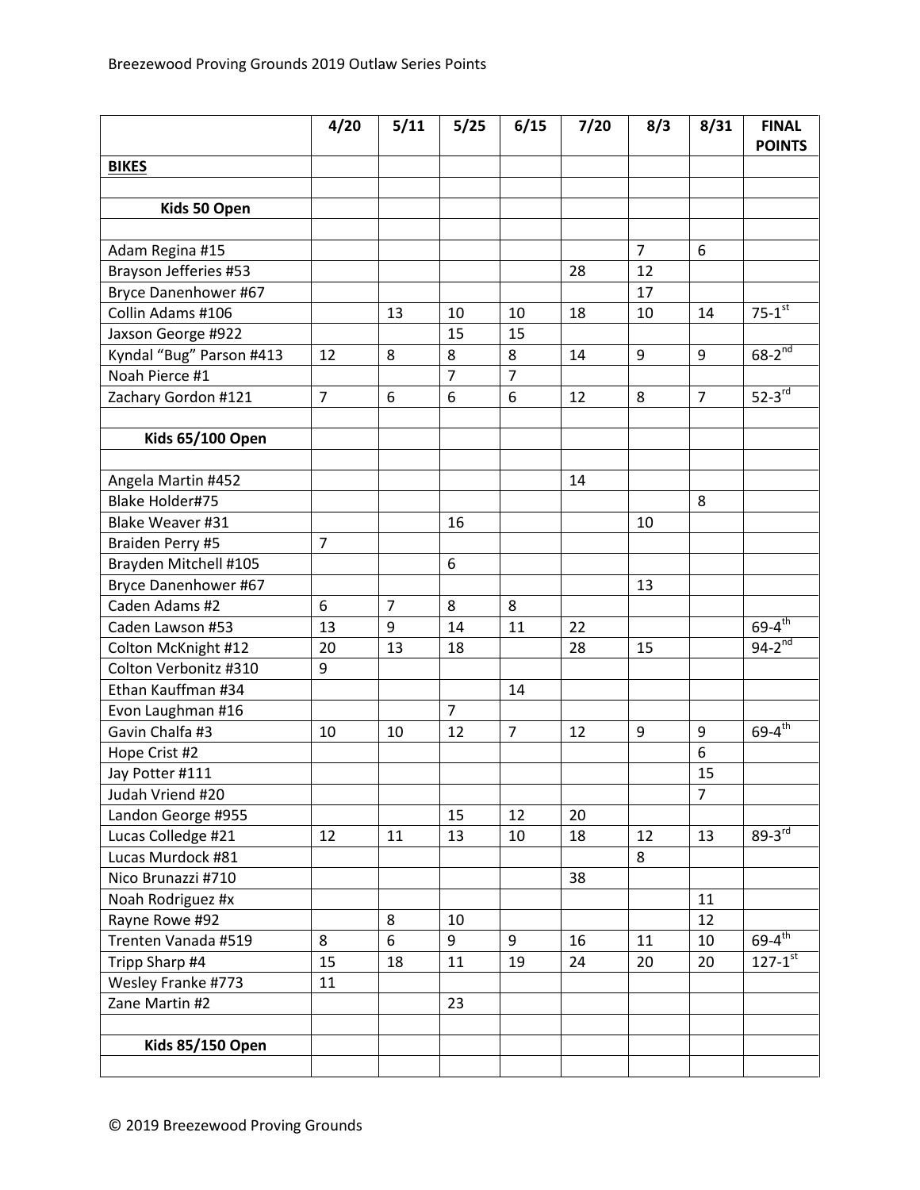Breezewood Proving Grounds 2019 Outlaw Series Points

| | 4/20 | 5/11 | 5/25 | 6/15 | 7/20 | 8/3 | 8/31 | FINAL POINTS |
|---|---|---|---|---|---|---|---|---|
| **BIKES** | | | | | | | | |
| | | | | | | | | |
| **Kids 50 Open** | | | | | | | | |
| | | | | | | | | |
| Adam Regina #15 | | | | | | 7 | 6 | |
| Brayson Jefferies #53 | | | | | 28 | 12 | | |
| Bryce Danenhower #67 | | | | | | 17 | | |
| Collin Adams #106 | | 13 | 10 | 10 | 18 | 10 | 14 | 75-1st |
| Jaxson George #922 | | | 15 | 15 | | | | |
| Kyndal "Bug" Parson #413 | 12 | 8 | 8 | 8 | 14 | 9 | 9 | 68-2nd |
| Noah Pierce #1 | | | 7 | 7 | | | | |
| Zachary Gordon #121 | 7 | 6 | 6 | 6 | 12 | 8 | 7 | 52-3rd |
| | | | | | | | | |
| **Kids 65/100 Open** | | | | | | | | |
| | | | | | | | | |
| Angela Martin #452 | | | | | 14 | | | |
| Blake Holder#75 | | | | | | | 8 | |
| Blake Weaver #31 | | | 16 | | | 10 | | |
| Braiden Perry #5 | 7 | | | | | | | |
| Brayden Mitchell #105 | | | 6 | | | | | |
| Bryce Danenhower #67 | | | | | | 13 | | |
| Caden Adams #2 | 6 | 7 | 8 | 8 | | | | |
| Caden Lawson #53 | 13 | 9 | 14 | 11 | 22 | | | 69-4th |
| Colton McKnight #12 | 20 | 13 | 18 | | 28 | 15 | | 94-2nd |
| Colton Verbonitz #310 | 9 | | | | | | | |
| Ethan Kauffman #34 | | | | 14 | | | | |
| Evon Laughman #16 | | | 7 | | | | | |
| Gavin Chalfa #3 | 10 | 10 | 12 | 7 | 12 | 9 | 9 | 69-4th |
| Hope Crist #2 | | | | | | | 6 | |
| Jay Potter #111 | | | | | | | 15 | |
| Judah Vriend #20 | | | | | | | 7 | |
| Landon George #955 | | | 15 | 12 | 20 | | | |
| Lucas Colledge #21 | 12 | 11 | 13 | 10 | 18 | 12 | 13 | 89-3rd |
| Lucas Murdock #81 | | | | | | 8 | | |
| Nico Brunazzi #710 | | | | | 38 | | | |
| Noah Rodriguez #x | | | | | | | 11 | |
| Rayne Rowe #92 | | 8 | 10 | | | | 12 | |
| Trenten Vanada #519 | 8 | 6 | 9 | 9 | 16 | 11 | 10 | 69-4th |
| Tripp Sharp #4 | 15 | 18 | 11 | 19 | 24 | 20 | 20 | 127-1st |
| Wesley Franke #773 | 11 | | | | | | | |
| Zane Martin #2 | | | 23 | | | | | |
| | | | | | | | | |
| **Kids 85/150 Open** | | | | | | | | |
| | | | | | | | | |

© 2019 Breezewood Proving Grounds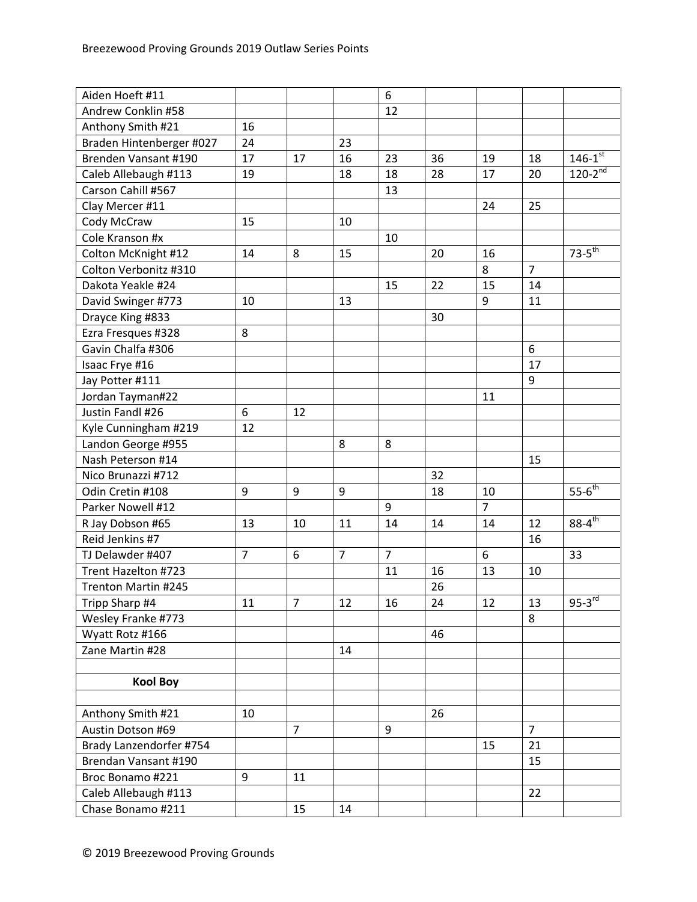| | | | | | | | | |
|---|---|---|---|---|---|---|---|---|
| Aiden Hoeft #11 | | | | 6 | | | | |
| Andrew Conklin #58 | | | | 12 | | | | |
| Anthony Smith #21 | 16 | | | | | | | |
| Braden Hintenberger #027 | 24 | | 23 | | | | | |
| Brenden Vansant #190 | 17 | 17 | 16 | 23 | 36 | 19 | 18 | 146-1st |
| Caleb Allebaugh #113 | 19 | | 18 | 18 | 28 | 17 | 20 | 120-2nd |
| Carson Cahill #567 | | | | 13 | | | | |
| Clay Mercer #11 | | | | | | 24 | 25 | |
| Cody McCraw | 15 | | 10 | | | | | |
| Cole Kranson #x | | | | 10 | | | | |
| Colton McKnight #12 | 14 | 8 | 15 | | 20 | 16 | | 73-5th |
| Colton Verbonitz #310 | | | | | | 8 | 7 | |
| Dakota Yeakle #24 | | | | 15 | 22 | 15 | 14 | |
| David Swinger #773 | 10 | | 13 | | | 9 | 11 | |
| Drayce King #833 | | | | | 30 | | | |
| Ezra Fresques #328 | 8 | | | | | | | |
| Gavin Chalfa #306 | | | | | | | 6 | |
| Isaac Frye #16 | | | | | | | 17 | |
| Jay Potter #111 | | | | | | | 9 | |
| Jordan Tayman#22 | | | | | | 11 | | |
| Justin Fandl #26 | 6 | 12 | | | | | | |
| Kyle Cunningham #219 | 12 | | | | | | | |
| Landon George #955 | | | 8 | 8 | | | | |
| Nash Peterson #14 | | | | | | | 15 | |
| Nico Brunazzi #712 | | | | | 32 | | | |
| Odin Cretin #108 | 9 | 9 | 9 | | 18 | 10 | | 55-6th |
| Parker Nowell #12 | | | | 9 | | 7 | | |
| R Jay Dobson #65 | 13 | 10 | 11 | 14 | 14 | 14 | 12 | 88-4th |
| Reid Jenkins #7 | | | | | | | 16 | |
| TJ Delawder #407 | 7 | 6 | 7 | 7 | | 6 | | 33 |
| Trent Hazelton #723 | | | | 11 | 16 | 13 | 10 | |
| Trenton Martin #245 | | | | | 26 | | | |
| Tripp Sharp #4 | 11 | 7 | 12 | 16 | 24 | 12 | 13 | 95-3rd |
| Wesley Franke #773 | | | | | | | 8 | |
| Wyatt Rotz #166 | | | | | 46 | | | |
| Zane Martin #28 | | | 14 | | | | | |
| | | | | | | | | |
| **Kool Boy** | | | | | | | | |
| | | | | | | | | |
| Anthony Smith #21 | 10 | | | | 26 | | | |
| Austin Dotson #69 | | 7 | | 9 | | | 7 | |
| Brady Lanzendorfer #754 | | | | | | 15 | 21 | |
| Brendan Vansant #190 | | | | | | | 15 | |
| Broc Bonamo #221 | 9 | 11 | | | | | | |
| Caleb Allebaugh #113 | | | | | | | 22 | |
| Chase Bonamo #211 | | 15 | 14 | | | | | |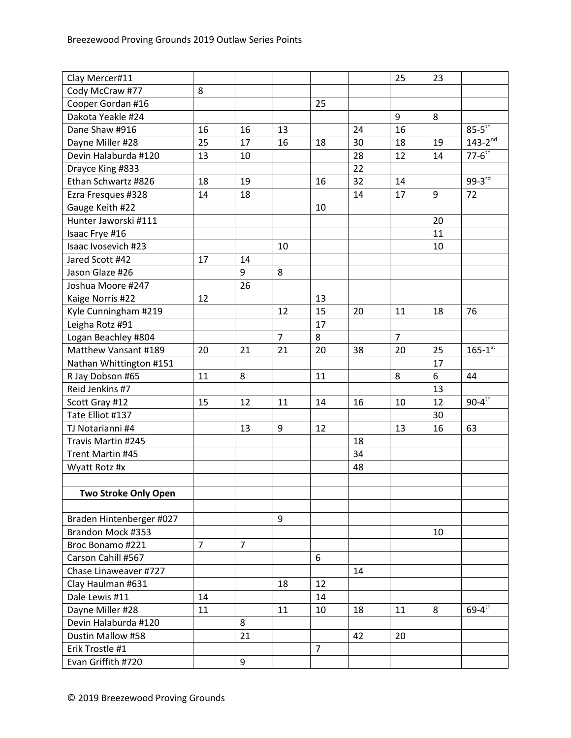| | | | | | | | | |
|---|---|---|---|---|---|---|---|---|
| Clay Mercer#11 | | | | | | 25 | 23 | |
| Cody McCraw #77 | 8 | | | | | | | |
| Cooper Gordan #16 | | | | 25 | | | | |
| Dakota Yeakle #24 | | | | | | 9 | 8 | |
| Dane Shaw #916 | 16 | 16 | 13 | | 24 | 16 | | 85-5th |
| Dayne Miller #28 | 25 | 17 | 16 | 18 | 30 | 18 | 19 | 143-2nd |
| Devin Halaburda #120 | 13 | 10 | | | 28 | 12 | 14 | 77-6th |
| Drayce King #833 | | | | | 22 | | | |
| Ethan Schwartz #826 | 18 | 19 | | 16 | 32 | 14 | | 99-3rd |
| Ezra Fresques #328 | 14 | 18 | | | 14 | 17 | 9 | 72 |
| Gauge Keith #22 | | | | 10 | | | | |
| Hunter Jaworski #111 | | | | | | | 20 | |
| Isaac Frye #16 | | | | | | | 11 | |
| Isaac Ivosevich #23 | | | 10 | | | | 10 | |
| Jared Scott #42 | 17 | 14 | | | | | | |
| Jason Glaze #26 | | 9 | 8 | | | | | |
| Joshua Moore #247 | | 26 | | | | | | |
| Kaige Norris #22 | 12 | | | 13 | | | | |
| Kyle Cunningham #219 | | | 12 | 15 | 20 | 11 | 18 | 76 |
| Leigha Rotz #91 | | | | 17 | | | | |
| Logan Beachley #804 | | | 7 | 8 | | 7 | | |
| Matthew Vansant #189 | 20 | 21 | 21 | 20 | 38 | 20 | 25 | 165-1st |
| Nathan Whittington #151 | | | | | | | 17 | |
| R Jay Dobson #65 | 11 | 8 | | 11 | | 8 | 6 | 44 |
| Reid Jenkins #7 | | | | | | | 13 | |
| Scott Gray #12 | 15 | 12 | 11 | 14 | 16 | 10 | 12 | 90-4th |
| Tate Elliot #137 | | | | | | | 30 | |
| TJ Notarianni #4 | | 13 | 9 | 12 | | 13 | 16 | 63 |
| Travis Martin #245 | | | | | 18 | | | |
| Trent Martin #45 | | | | | 34 | | | |
| Wyatt Rotz #x | | | | | 48 | | | |
| | | | | | | | | |
| **Two Stroke Only Open** | | | | | | | | |
| | | | | | | | | |
| Braden Hintenberger #027 | | | 9 | | | | | |
| Brandon Mock #353 | | | | | | | 10 | |
| Broc Bonamo #221 | 7 | 7 | | | | | | |
| Carson Cahill #567 | | | | 6 | | | | |
| Chase Linaweaver #727 | | | | | 14 | | | |
| Clay Haulman #631 | | | 18 | 12 | | | | |
| Dale Lewis #11 | 14 | | | 14 | | | | |
| Dayne Miller #28 | 11 | | 11 | 10 | 18 | 11 | 8 | 69-4th |
| Devin Halaburda #120 | | 8 | | | | | | |
| Dustin Mallow #58 | | 21 | | | 42 | 20 | | |
| Erik Trostle #1 | | | | 7 | | | | |
| Evan Griffith #720 | | 9 | | | | | | |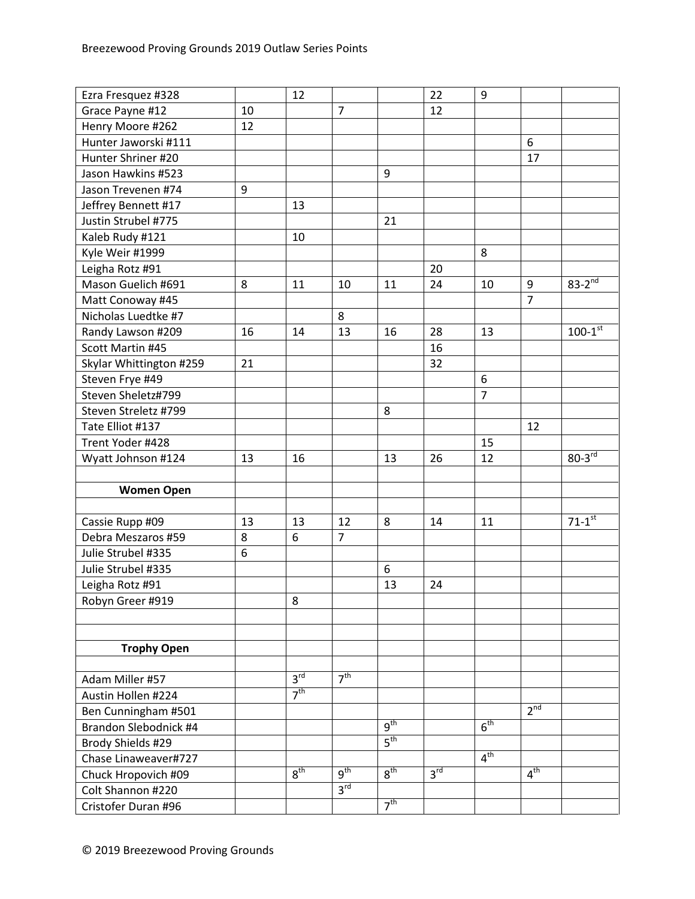Breezewood Proving Grounds 2019 Outlaw Series Points

| | | | | | | | | |
|---|---|---|---|---|---|---|---|---|
| Ezra Fresquez #328 | | 12 | | | 22 | 9 | | |
| Grace Payne #12 | 10 | | 7 | | 12 | | | |
| Henry Moore #262 | 12 | | | | | | | |
| Hunter Jaworski #111 | | | | | | | 6 | |
| Hunter Shriner #20 | | | | | | | 17 | |
| Jason Hawkins #523 | | | | 9 | | | | |
| Jason Trevenen #74 | 9 | | | | | | | |
| Jeffrey Bennett #17 | | 13 | | | | | | |
| Justin Strubel #775 | | | | 21 | | | | |
| Kaleb Rudy #121 | | 10 | | | | | | |
| Kyle Weir #1999 | | | | | | 8 | | |
| Leigha Rotz #91 | | | | | 20 | | | |
| Mason Guelich #691 | 8 | 11 | 10 | 11 | 24 | 10 | 9 | 83-2nd |
| Matt Conoway #45 | | | | | | | 7 | |
| Nicholas Luedtke #7 | | | 8 | | | | | |
| Randy Lawson #209 | 16 | 14 | 13 | 16 | 28 | 13 | | 100-1st |
| Scott Martin #45 | | | | | 16 | | | |
| Skylar Whittington #259 | 21 | | | | 32 | | | |
| Steven Frye #49 | | | | | | 6 | | |
| Steven Sheletz#799 | | | | | | 7 | | |
| Steven Streletz #799 | | | | 8 | | | | |
| Tate Elliot #137 | | | | | | | 12 | |
| Trent Yoder #428 | | | | | | 15 | | |
| Wyatt Johnson #124 | 13 | 16 | | 13 | 26 | 12 | | 80-3rd |
| | | | | | | | | |
| **Women Open** | | | | | | | | |
| | | | | | | | | |
| Cassie Rupp #09 | 13 | 13 | 12 | 8 | 14 | 11 | | 71-1st |
| Debra Meszaros #59 | 8 | 6 | 7 | | | | | |
| Julie Strubel #335 | 6 | | | | | | | |
| Julie Strubel #335 | | | | 6 | | | | |
| Leigha Rotz #91 | | | | 13 | 24 | | | |
| Robyn Greer #919 | | 8 | | | | | | |
| | | | | | | | | |
| | | | | | | | | |
| **Trophy Open** | | | | | | | | |
| | | | | | | | | |
| Adam Miller #57 | | 3rd | 7th | | | | | |
| Austin Hollen #224 | | 7th | | | | | | |
| Ben Cunningham #501 | | | | | | | 2nd | |
| Brandon Slebodnick #4 | | | | 9th | | 6th | | |
| Brody Shields #29 | | | | 5th | | | | |
| Chase Linaweaver#727 | | | | | | 4th | | |
| Chuck Hropovich #09 | | 8th | 9th | 8th | 3rd | | 4th | |
| Colt Shannon #220 | | | 3rd | | | | | |
| Cristofer Duran #96 | | | | 7th | | | | |

© 2019 Breezewood Proving Grounds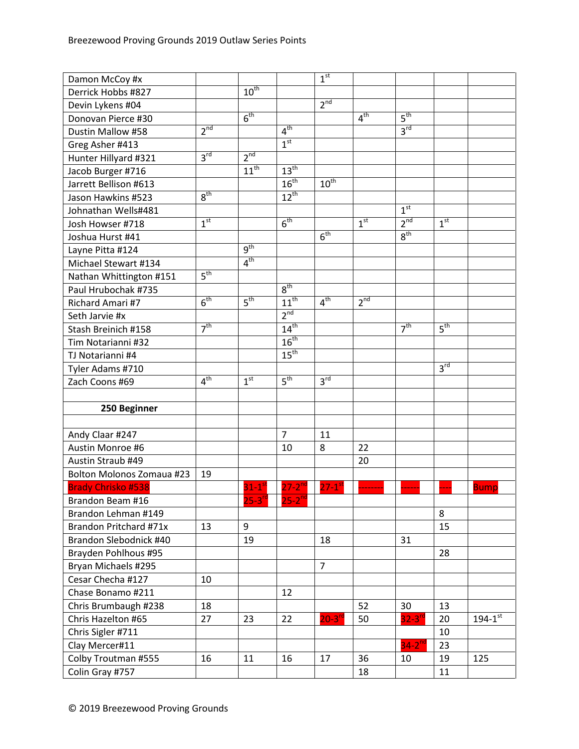| | | | | | | | | |
|---|---|---|---|---|---|---|---|---|
| Damon McCoy #x | | | | 1st | | | | |
| Derrick Hobbs #827 | | 10th | | | | | | |
| Devin Lykens #04 | | | | 2nd | | | | |
| Donovan Pierce #30 | | 6th | | | 4th | 5th | | |
| Dustin Mallow #58 | 2nd | | 4th | | | 3rd | | |
| Greg Asher #413 | | | 1st | | | | | |
| Hunter Hillyard #321 | 3rd | 2nd | | | | | | |
| Jacob Burger #716 | | 11th | 13th | | | | | |
| Jarrett Bellison #613 | | | 16th | 10th | | | | |
| Jason Hawkins #523 | 8th | | 12th | | | | | |
| Johnathan Wells#481 | | | | | | 1st | | |
| Josh Howser #718 | 1st | | 6th | | 1st | 2nd | 1st | |
| Joshua Hurst #41 | | | | 6th | | 8th | | |
| Layne Pitta #124 | | 9th | | | | | | |
| Michael Stewart #134 | | 4th | | | | | | |
| Nathan Whittington #151 | 5th | | | | | | | |
| Paul Hrubochak #735 | | | 8th | | | | | |
| Richard Amari #7 | 6th | 5th | 11th | 4th | 2nd | | | |
| Seth Jarvie #x | | | 2nd | | | | | |
| Stash Breinich #158 | 7th | | 14th | | | 7th | 5th | |
| Tim Notarianni #32 | | | 16th | | | | | |
| TJ Notarianni #4 | | | 15th | | | | | |
| Tyler Adams #710 | | | | | | | 3rd | |
| Zach Coons #69 | 4th | 1st | 5th | 3rd | | | | |
| | | | | | | | | |
| **250 Beginner** | | | | | | | | |
| | | | | | | | | |
| Andy Claar #247 | | | 7 | 11 | | | | |
| Austin Monroe #6 | | | 10 | 8 | 22 | | | |
| Austin Straub #49 | | | | | 20 | | | |
| Bolton Molonos Zomaua #23 | 19 | | | | | | | |
| Brady Chrisko #538 | | 31-1st | 27-2nd | 27-1st | -------- | ------ | ---- | Bump |
| Brandon Beam #16 | | 25-3rd | 25-2nd | | | | | |
| Brandon Lehman #149 | | | | | | | 8 | |
| Brandon Pritchard #71x | 13 | 9 | | | | | 15 | |
| Brandon Slebodnick #40 | | 19 | | 18 | | 31 | | |
| Brayden Pohlhous #95 | | | | | | | 28 | |
| Bryan Michaels #295 | | | | 7 | | | | |
| Cesar Checha #127 | 10 | | | | | | | |
| Chase Bonamo #211 | | | 12 | | | | | |
| Chris Brumbaugh #238 | 18 | | | | 52 | 30 | 13 | |
| Chris Hazelton #65 | 27 | 23 | 22 | 20-3rd | 50 | 32-3rd | 20 | 194-1st |
| Chris Sigler #711 | | | | | | | 10 | |
| Clay Mercer#11 | | | | | | 34-2nd | 23 | |
| Colby Troutman #555 | 16 | 11 | 16 | 17 | 36 | 10 | 19 | 125 |
| Colin Gray #757 | | | | | 18 | | 11 | |

© 2019 Breezewood Proving Grounds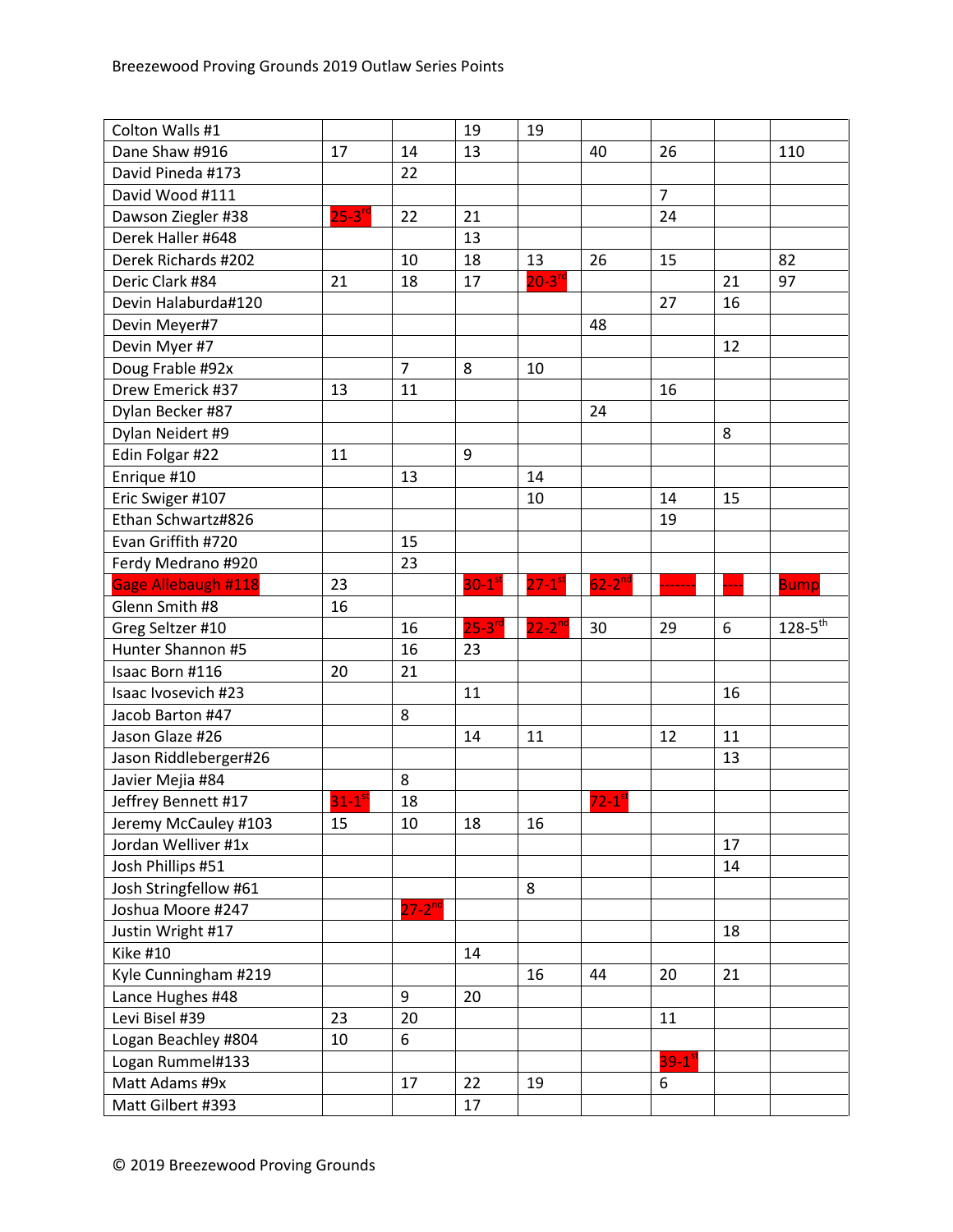Breezewood Proving Grounds 2019 Outlaw Series Points

| | | | | | | | | |
|---|---|---|---|---|---|---|---|---|
| Colton Walls #1 | | | 19 | 19 | | | | |
| Dane Shaw #916 | 17 | 14 | 13 | | 40 | 26 | | 110 |
| David Pineda #173 | | 22 | | | | | | |
| David Wood #111 | | | | | | 7 | | |
| Dawson Ziegler #38 | 25-3rd | 22 | 21 | | | 24 | | |
| Derek Haller #648 | | | 13 | | | | | |
| Derek Richards #202 | | 10 | 18 | 13 | 26 | 15 | | 82 |
| Deric Clark #84 | 21 | 18 | 17 | 20-3rd | | | 21 | 97 |
| Devin Halaburda#120 | | | | | | 27 | 16 | |
| Devin Meyer#7 | | | | | 48 | | | |
| Devin Myer #7 | | | | | | | 12 | |
| Doug Frable #92x | | 7 | 8 | 10 | | | | |
| Drew Emerick #37 | 13 | 11 | | | | 16 | | |
| Dylan Becker #87 | | | | | 24 | | | |
| Dylan Neidert #9 | | | | | | | 8 | |
| Edin Folgar #22 | 11 | | 9 | | | | | |
| Enrique #10 | | 13 | | 14 | | | | |
| Eric Swiger #107 | | | | 10 | | 14 | 15 | |
| Ethan Schwartz#826 | | | | | | 19 | | |
| Evan Griffith #720 | | 15 | | | | | | |
| Ferdy Medrano #920 | | 23 | | | | | | |
| Gage Allebaugh #118 | 23 | | 30-1st | 27-1st | 62-2nd | ------- | ---- | Bump |
| Glenn Smith #8 | 16 | | | | | | | |
| Greg Seltzer #10 | | 16 | 25-3rd | 22-2nd | 30 | 29 | 6 | 128-5th |
| Hunter Shannon #5 | | 16 | 23 | | | | | |
| Isaac Born #116 | 20 | 21 | | | | | | |
| Isaac Ivosevich #23 | | | 11 | | | | 16 | |
| Jacob Barton #47 | | 8 | | | | | | |
| Jason Glaze #26 | | | 14 | 11 | | 12 | 11 | |
| Jason Riddleberger#26 | | | | | | | 13 | |
| Javier Mejia #84 | | 8 | | | | | | |
| Jeffrey Bennett #17 | 31-1st | 18 | | | 72-1st | | | |
| Jeremy McCauley #103 | 15 | 10 | 18 | 16 | | | | |
| Jordan Welliver #1x | | | | | | | 17 | |
| Josh Phillips #51 | | | | | | | 14 | |
| Josh Stringfellow #61 | | | | 8 | | | | |
| Joshua Moore #247 | | 27-2nd | | | | | | |
| Justin Wright #17 | | | | | | | 18 | |
| Kike #10 | | | 14 | | | | | |
| Kyle Cunningham #219 | | | | 16 | 44 | 20 | 21 | |
| Lance Hughes #48 | | 9 | 20 | | | | | |
| Levi Bisel #39 | 23 | 20 | | | | 11 | | |
| Logan Beachley #804 | 10 | 6 | | | | | | |
| Logan Rummel#133 | | | | | | 39-1st | | |
| Matt Adams #9x | | 17 | 22 | 19 | | 6 | | |
| Matt Gilbert #393 | | | 17 | | | | | |

© 2019 Breezewood Proving Grounds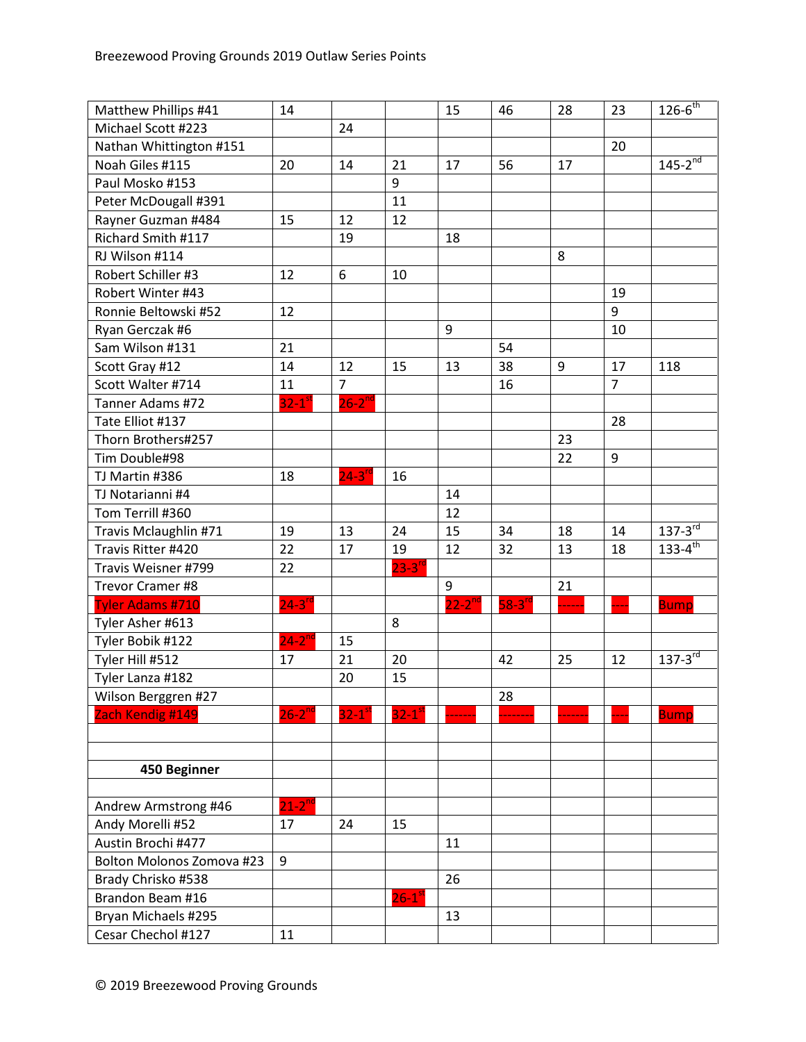Breezewood Proving Grounds 2019 Outlaw Series Points

| | | | | | | | | |
|---|---|---|---|---|---|---|---|---|
| Matthew Phillips #41 | 14 | | | 15 | 46 | 28 | 23 | 126-6th |
| Michael Scott #223 | | 24 | | | | | | |
| Nathan Whittington #151 | | | | | | | 20 | |
| Noah Giles #115 | 20 | 14 | 21 | 17 | 56 | 17 | | 145-2nd |
| Paul Mosko #153 | | | 9 | | | | | |
| Peter McDougall #391 | | | 11 | | | | | |
| Rayner Guzman #484 | 15 | 12 | 12 | | | | | |
| Richard Smith #117 | | 19 | | 18 | | | | |
| RJ Wilson #114 | | | | | | 8 | | |
| Robert Schiller #3 | 12 | 6 | 10 | | | | | |
| Robert Winter #43 | | | | | | | 19 | |
| Ronnie Beltowski #52 | 12 | | | | | | 9 | |
| Ryan Gerczak #6 | | | | 9 | | | 10 | |
| Sam Wilson #131 | 21 | | | | 54 | | | |
| Scott Gray #12 | 14 | 12 | 15 | 13 | 38 | 9 | 17 | 118 |
| Scott Walter #714 | 11 | 7 | | | 16 | | 7 | |
| Tanner Adams #72 | 32-1st | 26-2nd | | | | | | |
| Tate Elliot #137 | | | | | | | 28 | |
| Thorn Brothers#257 | | | | | | 23 | | |
| Tim Double#98 | | | | | | 22 | 9 | |
| TJ Martin #386 | 18 | 24-3rd | 16 | | | | | |
| TJ Notarianni #4 | | | | 14 | | | | |
| Tom Terrill #360 | | | | 12 | | | | |
| Travis Mclaughlin #71 | 19 | 13 | 24 | 15 | 34 | 18 | 14 | 137-3rd |
| Travis Ritter #420 | 22 | 17 | 19 | 12 | 32 | 13 | 18 | 133-4th |
| Travis Weisner #799 | 22 | | 23-3rd | | | | | |
| Trevor Cramer #8 | | | | 9 | | 21 | | |
| Tyler Adams #710 | 24-3rd | | | 22-2nd | 58-3rd | ------ | ---- | Bump |
| Tyler Asher #613 | | | 8 | | | | | |
| Tyler Bobik #122 | 24-2nd | 15 | | | | | | |
| Tyler Hill #512 | 17 | 21 | 20 | | 42 | 25 | 12 | 137-3rd |
| Tyler Lanza #182 | | 20 | 15 | | | | | |
| Wilson Berggren #27 | | | | | 28 | | | |
| Zach Kendig #149 | 26-2nd | 32-1st | 32-1st | ------- | -------- | ------- | ---- | Bump |
| | | | | | | | | |
| | | | | | | | | |
| **450 Beginner** | | | | | | | | |
| | | | | | | | | |
| Andrew Armstrong #46 | 21-2nd | | | | | | | |
| Andy Morelli #52 | 17 | 24 | 15 | | | | | |
| Austin Brochi #477 | | | | 11 | | | | |
| Bolton Molonos Zomova #23 | 9 | | | | | | | |
| Brady Chrisko #538 | | | | 26 | | | | |
| Brandon Beam #16 | | | 26-1st | | | | | |
| Bryan Michaels #295 | | | | 13 | | | | |
| Cesar Chechol #127 | 11 | | | | | | | |

© 2019 Breezewood Proving Grounds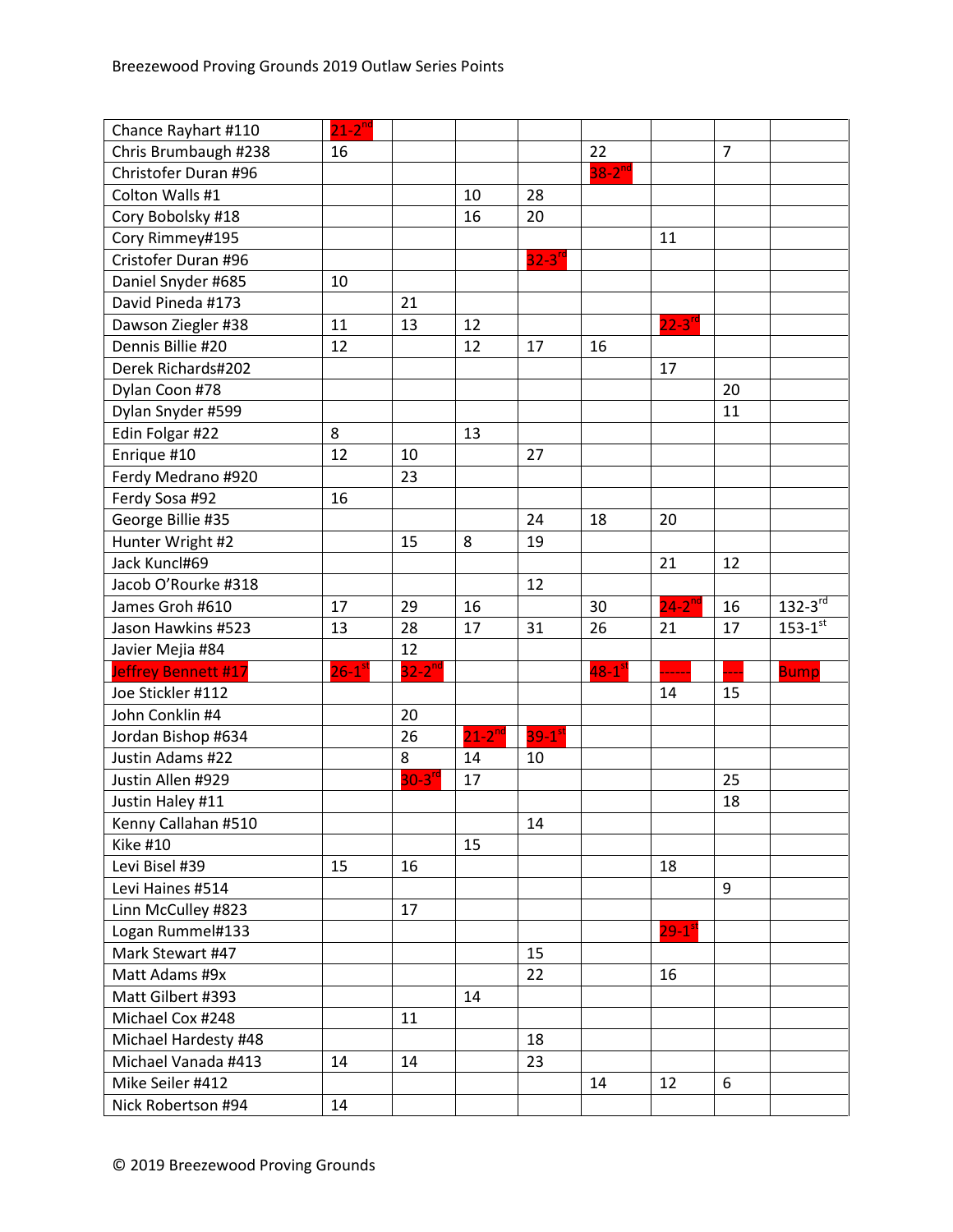| | | | | | | | | |
|---|---|---|---|---|---|---|---|---|
| Chance Rayhart #110 | 21-2nd | | | | | | | |
| Chris Brumbaugh #238 | 16 | | | | 22 | | 7 | |
| Christofer Duran #96 | | | | | 38-2nd | | | |
| Colton Walls #1 | | | 10 | 28 | | | | |
| Cory Bobolsky #18 | | | 16 | 20 | | | | |
| Cory Rimmey#195 | | | | | | 11 | | |
| Cristofer Duran #96 | | | | 32-3rd | | | | |
| Daniel Snyder #685 | 10 | | | | | | | |
| David Pineda #173 | | 21 | | | | | | |
| Dawson Ziegler #38 | 11 | 13 | 12 | | | 22-3rd | | |
| Dennis Billie #20 | 12 | | 12 | 17 | 16 | | | |
| Derek Richards#202 | | | | | | 17 | | |
| Dylan Coon #78 | | | | | | | 20 | |
| Dylan Snyder #599 | | | | | | | 11 | |
| Edin Folgar #22 | 8 | | 13 | | | | | |
| Enrique #10 | 12 | 10 | | 27 | | | | |
| Ferdy Medrano #920 | | 23 | | | | | | |
| Ferdy Sosa #92 | 16 | | | | | | | |
| George Billie #35 | | | | 24 | 18 | 20 | | |
| Hunter Wright #2 | | 15 | 8 | 19 | | | | |
| Jack Kuncl#69 | | | | | | 21 | 12 | |
| Jacob O'Rourke #318 | | | | 12 | | | | |
| James Groh #610 | 17 | 29 | 16 | | 30 | 24-2nd | 16 | 132-3rd |
| Jason Hawkins #523 | 13 | 28 | 17 | 31 | 26 | 21 | 17 | 153-1st |
| Javier Mejia #84 | | 12 | | | | | | |
| Jeffrey Bennett #17 | 26-1st | 32-2nd | | | 48-1st | ------ | ---- | Bump |
| Joe Stickler #112 | | | | | | 14 | 15 | |
| John Conklin #4 | | 20 | | | | | | |
| Jordan Bishop #634 | | 26 | 21-2nd | 39-1st | | | | |
| Justin Adams #22 | | 8 | 14 | 10 | | | | |
| Justin Allen #929 | | 30-3rd | 17 | | | | 25 | |
| Justin Haley #11 | | | | | | | 18 | |
| Kenny Callahan #510 | | | | 14 | | | | |
| Kike #10 | | | 15 | | | | | |
| Levi Bisel #39 | 15 | 16 | | | | 18 | | |
| Levi Haines #514 | | | | | | | 9 | |
| Linn McCulley #823 | | 17 | | | | | | |
| Logan Rummel#133 | | | | | | 29-1st | | |
| Mark Stewart #47 | | | | 15 | | | | |
| Matt Adams #9x | | | | 22 | | 16 | | |
| Matt Gilbert #393 | | | 14 | | | | | |
| Michael Cox #248 | | 11 | | | | | | |
| Michael Hardesty #48 | | | | 18 | | | | |
| Michael Vanada #413 | 14 | 14 | | 23 | | | | |
| Mike Seiler #412 | | | | | 14 | 12 | 6 | |
| Nick Robertson #94 | 14 | | | | | | | |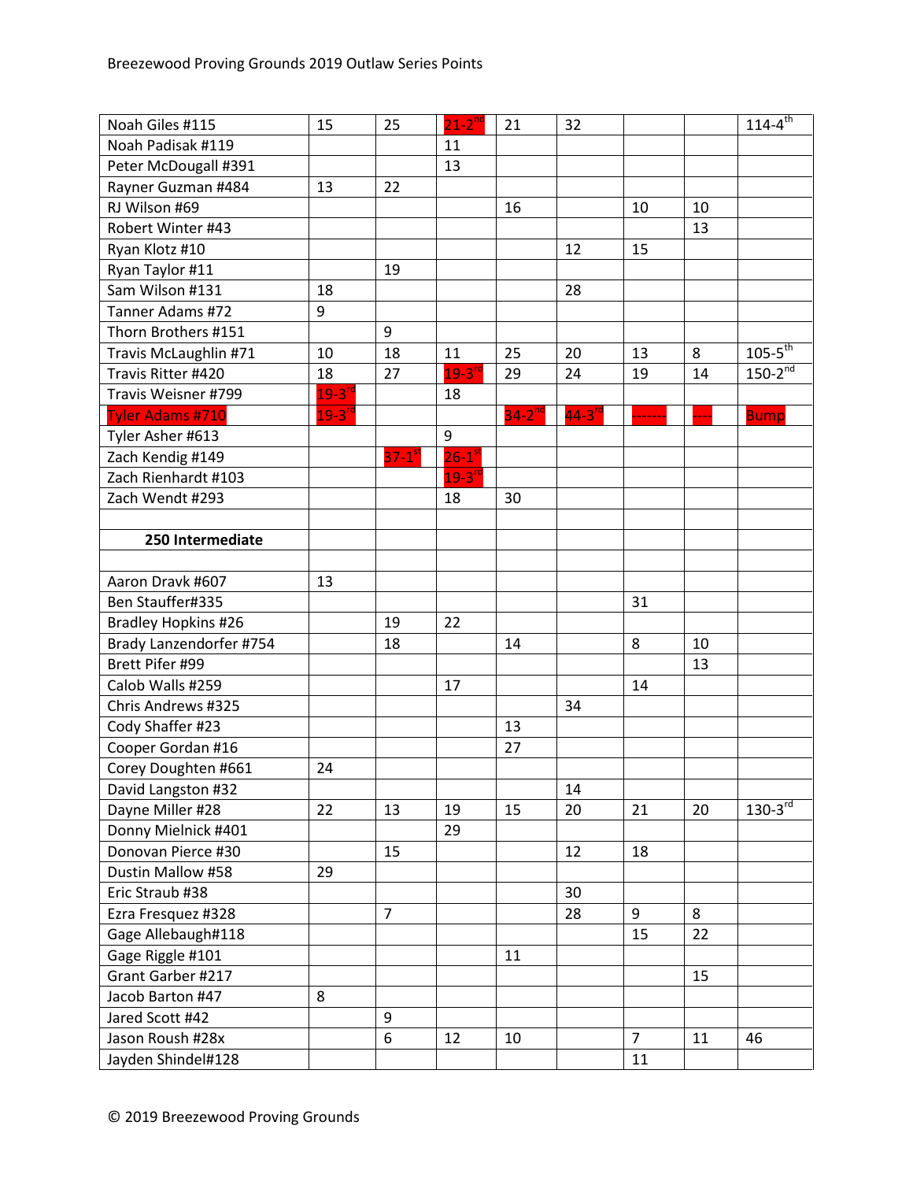| | | | | | | | | |
|---|---|---|---|---|---|---|---|---|
| Noah Giles #115 | 15 | 25 | 21-2nd | 21 | 32 | | | 114-4th |
| Noah Padisak #119 | | | 11 | | | | | |
| Peter McDougall #391 | | | 13 | | | | | |
| Rayner Guzman #484 | 13 | 22 | | | | | | |
| RJ Wilson #69 | | | | 16 | | 10 | 10 | |
| Robert Winter #43 | | | | | | | 13 | |
| Ryan Klotz #10 | | | | | 12 | 15 | | |
| Ryan Taylor #11 | | 19 | | | | | | |
| Sam Wilson #131 | 18 | | | | 28 | | | |
| Tanner Adams #72 | 9 | | | | | | | |
| Thorn Brothers #151 | | 9 | | | | | | |
| Travis McLaughlin #71 | 10 | 18 | 11 | 25 | 20 | 13 | 8 | 105-5th |
| Travis Ritter #420 | 18 | 27 | 19-3rd | 29 | 24 | 19 | 14 | 150-2nd |
| Travis Weisner #799 | 19-3rd | | 18 | | | | | |
| Tyler Adams #710 | 19-3rd | | | 34-2nd | 44-3rd | ------- | ---- | Bump |
| Tyler Asher #613 | | | 9 | | | | | |
| Zach Kendig #149 | | 37-1st | 26-1st | | | | | |
| Zach Rienhardt #103 | | | 19-3rd | | | | | |
| Zach Wendt #293 | | | 18 | 30 | | | | |
| | | | | | | | | |
| **250 Intermediate** | | | | | | | | |
| | | | | | | | | |
| Aaron Dravk #607 | 13 | | | | | | | |
| Ben Stauffer#335 | | | | | | 31 | | |
| Bradley Hopkins #26 | | 19 | 22 | | | | | |
| Brady Lanzendorfer #754 | | 18 | | 14 | | 8 | 10 | |
| Brett Pifer #99 | | | | | | | 13 | |
| Calob Walls #259 | | | 17 | | | 14 | | |
| Chris Andrews #325 | | | | | 34 | | | |
| Cody Shaffer #23 | | | | 13 | | | | |
| Cooper Gordan #16 | | | | 27 | | | | |
| Corey Doughten #661 | 24 | | | | | | | |
| David Langston #32 | | | | | 14 | | | |
| Dayne Miller #28 | 22 | 13 | 19 | 15 | 20 | 21 | 20 | 130-3rd |
| Donny Mielnick #401 | | | 29 | | | | | |
| Donovan Pierce #30 | | 15 | | | 12 | 18 | | |
| Dustin Mallow #58 | 29 | | | | | | | |
| Eric Straub #38 | | | | | 30 | | | |
| Ezra Fresquez #328 | | 7 | | | 28 | 9 | 8 | |
| Gage Allebaugh#118 | | | | | | 15 | 22 | |
| Gage Riggle #101 | | | | 11 | | | | |
| Grant Garber #217 | | | | | | | 15 | |
| Jacob Barton #47 | 8 | | | | | | | |
| Jared Scott #42 | | 9 | | | | | | |
| Jason Roush #28x | | 6 | 12 | 10 | | 7 | 11 | 46 |
| Jayden Shindel#128 | | | | | | 11 | | |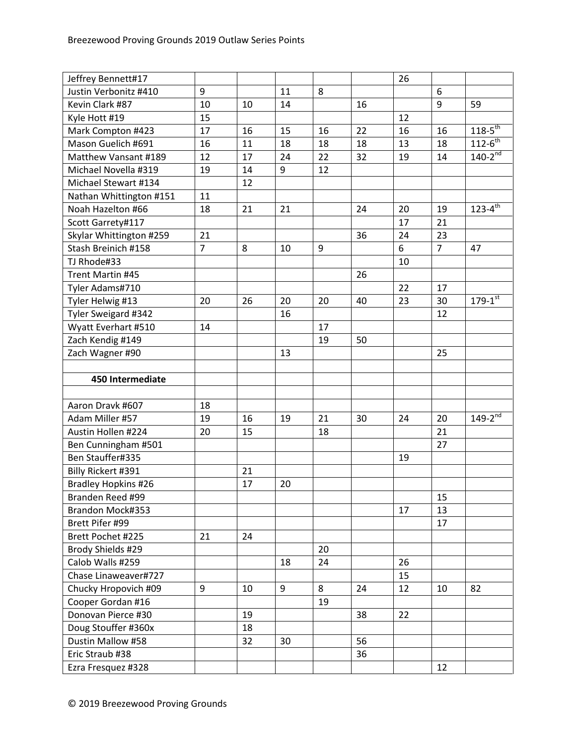| | | | | | | | | |
|---|---|---|---|---|---|---|---|---|
| Jeffrey Bennett#17 | | | | | | 26 | | |
| Justin Verbonitz #410 | 9 | | 11 | 8 | | | 6 | |
| Kevin Clark #87 | 10 | 10 | 14 | | 16 | | 9 | 59 |
| Kyle Hott #19 | 15 | | | | | 12 | | |
| Mark Compton #423 | 17 | 16 | 15 | 16 | 22 | 16 | 16 | 118-5th |
| Mason Guelich #691 | 16 | 11 | 18 | 18 | 18 | 13 | 18 | 112-6th |
| Matthew Vansant #189 | 12 | 17 | 24 | 22 | 32 | 19 | 14 | 140-2nd |
| Michael Novella #319 | 19 | 14 | 9 | 12 | | | | |
| Michael Stewart #134 | | 12 | | | | | | |
| Nathan Whittington #151 | 11 | | | | | | | |
| Noah Hazelton #66 | 18 | 21 | 21 | | 24 | 20 | 19 | 123-4th |
| Scott Garrety#117 | | | | | | 17 | 21 | |
| Skylar Whittington #259 | 21 | | | | 36 | 24 | 23 | |
| Stash Breinich #158 | 7 | 8 | 10 | 9 | | 6 | 7 | 47 |
| TJ Rhode#33 | | | | | | 10 | | |
| Trent Martin #45 | | | | | 26 | | | |
| Tyler Adams#710 | | | | | | 22 | 17 | |
| Tyler Helwig #13 | 20 | 26 | 20 | 20 | 40 | 23 | 30 | 179-1st |
| Tyler Sweigard #342 | | | 16 | | | | 12 | |
| Wyatt Everhart #510 | 14 | | | 17 | | | | |
| Zach Kendig #149 | | | | 19 | 50 | | | |
| Zach Wagner #90 | | | 13 | | | | 25 | |
| | | | | | | | | |
| **450 Intermediate** | | | | | | | | |
| | | | | | | | | |
| Aaron Dravk #607 | 18 | | | | | | | |
| Adam Miller #57 | 19 | 16 | 19 | 21 | 30 | 24 | 20 | 149-2nd |
| Austin Hollen #224 | 20 | 15 | | 18 | | | 21 | |
| Ben Cunningham #501 | | | | | | | 27 | |
| Ben Stauffer#335 | | | | | | 19 | | |
| Billy Rickert #391 | | 21 | | | | | | |
| Bradley Hopkins #26 | | 17 | 20 | | | | | |
| Branden Reed #99 | | | | | | | 15 | |
| Brandon Mock#353 | | | | | | 17 | 13 | |
| Brett Pifer #99 | | | | | | | 17 | |
| Brett Pochet #225 | 21 | 24 | | | | | | |
| Brody Shields #29 | | | | 20 | | | | |
| Calob Walls #259 | | | 18 | 24 | | 26 | | |
| Chase Linaweaver#727 | | | | | | 15 | | |
| Chucky Hropovich #09 | 9 | 10 | 9 | 8 | 24 | 12 | 10 | 82 |
| Cooper Gordan #16 | | | | 19 | | | | |
| Donovan Pierce #30 | | 19 | | | 38 | 22 | | |
| Doug Stouffer #360x | | 18 | | | | | | |
| Dustin Mallow #58 | | 32 | 30 | | 56 | | | |
| Eric Straub #38 | | | | | 36 | | | |
| Ezra Fresquez #328 | | | | | | | 12 | |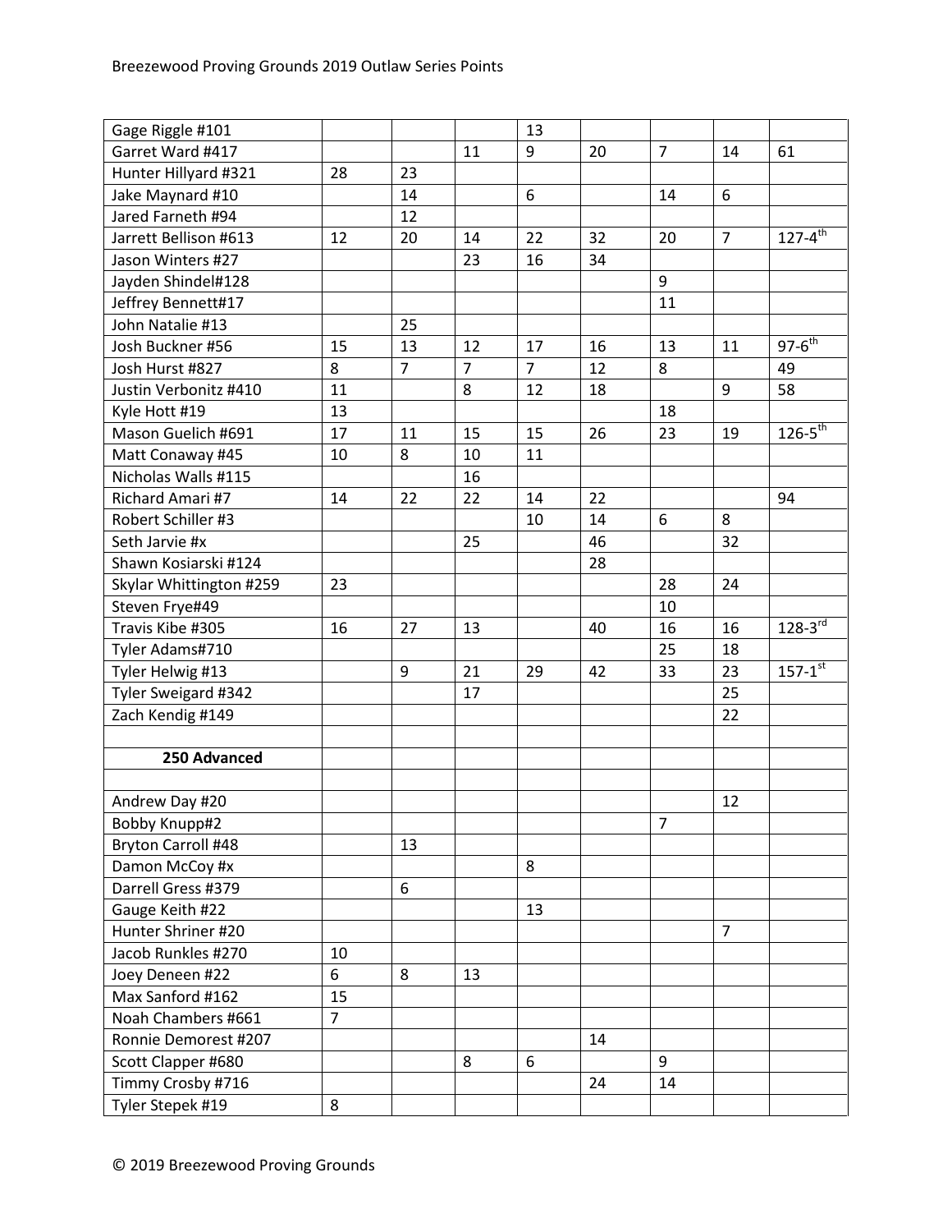| | | | | | | | | |
|---|---|---|---|---|---|---|---|---|
| Gage Riggle #101 | | | | 13 | | | | |
| Garret Ward #417 | | | 11 | 9 | 20 | 7 | 14 | 61 |
| Hunter Hillyard #321 | 28 | 23 | | | | | | |
| Jake Maynard #10 | | 14 | | 6 | | 14 | 6 | |
| Jared Farneth #94 | | 12 | | | | | | |
| Jarrett Bellison #613 | 12 | 20 | 14 | 22 | 32 | 20 | 7 | 127-4th |
| Jason Winters #27 | | | 23 | 16 | 34 | | | |
| Jayden Shindel#128 | | | | | | 9 | | |
| Jeffrey Bennett#17 | | | | | | 11 | | |
| John Natalie #13 | | 25 | | | | | | |
| Josh Buckner #56 | 15 | 13 | 12 | 17 | 16 | 13 | 11 | 97-6th |
| Josh Hurst #827 | 8 | 7 | 7 | 7 | 12 | 8 | | 49 |
| Justin Verbonitz #410 | 11 | | 8 | 12 | 18 | | 9 | 58 |
| Kyle Hott #19 | 13 | | | | | 18 | | |
| Mason Guelich #691 | 17 | 11 | 15 | 15 | 26 | 23 | 19 | 126-5th |
| Matt Conaway #45 | 10 | 8 | 10 | 11 | | | | |
| Nicholas Walls #115 | | | 16 | | | | | |
| Richard Amari #7 | 14 | 22 | 22 | 14 | 22 | | | 94 |
| Robert Schiller #3 | | | | 10 | 14 | 6 | 8 | |
| Seth Jarvie #x | | | 25 | | 46 | | 32 | |
| Shawn Kosiarski #124 | | | | | 28 | | | |
| Skylar Whittington #259 | 23 | | | | | 28 | 24 | |
| Steven Frye#49 | | | | | | 10 | | |
| Travis Kibe #305 | 16 | 27 | 13 | | 40 | 16 | 16 | 128-3rd |
| Tyler Adams#710 | | | | | | 25 | 18 | |
| Tyler Helwig #13 | | 9 | 21 | 29 | 42 | 33 | 23 | 157-1st |
| Tyler Sweigard #342 | | | 17 | | | | 25 | |
| Zach Kendig #149 | | | | | | | 22 | |
| | | | | | | | | |
| **250 Advanced** | | | | | | | | |
| | | | | | | | | |
| Andrew Day #20 | | | | | | | 12 | |
| Bobby Knupp#2 | | | | | | 7 | | |
| Bryton Carroll #48 | | 13 | | | | | | |
| Damon McCoy #x | | | | 8 | | | | |
| Darrell Gress #379 | | 6 | | | | | | |
| Gauge Keith #22 | | | | 13 | | | | |
| Hunter Shriner #20 | | | | | | | 7 | |
| Jacob Runkles #270 | 10 | | | | | | | |
| Joey Deneen #22 | 6 | 8 | 13 | | | | | |
| Max Sanford #162 | 15 | | | | | | | |
| Noah Chambers #661 | 7 | | | | | | | |
| Ronnie Demorest #207 | | | | | 14 | | | |
| Scott Clapper #680 | | | 8 | 6 | | 9 | | |
| Timmy Crosby #716 | | | | | 24 | 14 | | |
| Tyler Stepek #19 | 8 | | | | | | | |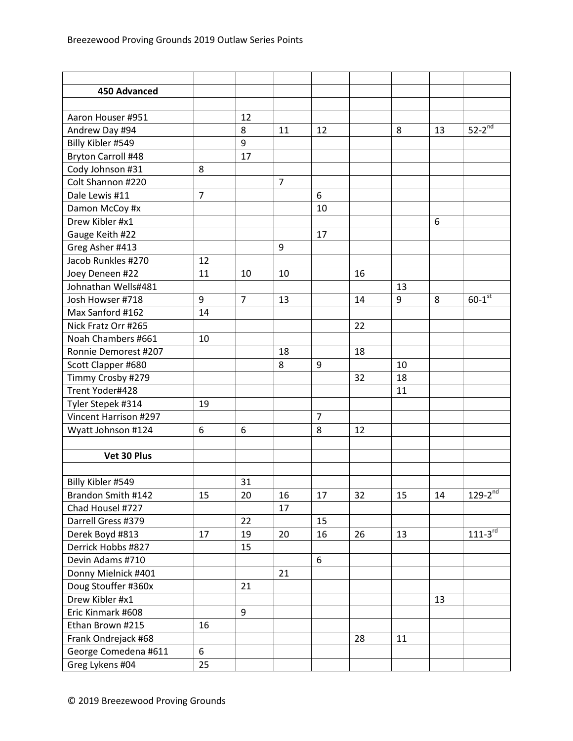| | | | | | | | | |
|---|---|---|---|---|---|---|---|---|
| **450 Advanced** | | | | | | | | |
| | | | | | | | | |
| Aaron Houser #951 | | 12 | | | | | | |
| Andrew Day #94 | | 8 | 11 | 12 | | 8 | 13 | 52-2nd |
| Billy Kibler #549 | | 9 | | | | | | |
| Bryton Carroll #48 | | 17 | | | | | | |
| Cody Johnson #31 | 8 | | | | | | | |
| Colt Shannon #220 | | | 7 | | | | | |
| Dale Lewis #11 | 7 | | | 6 | | | | |
| Damon McCoy #x | | | | 10 | | | | |
| Drew Kibler #x1 | | | | | | | 6 | |
| Gauge Keith #22 | | | | 17 | | | | |
| Greg Asher #413 | | | 9 | | | | | |
| Jacob Runkles #270 | 12 | | | | | | | |
| Joey Deneen #22 | 11 | 10 | 10 | | 16 | | | |
| Johnathan Wells#481 | | | | | | 13 | | |
| Josh Howser #718 | 9 | 7 | 13 | | 14 | 9 | 8 | 60-1st |
| Max Sanford #162 | 14 | | | | | | | |
| Nick Fratz Orr #265 | | | | | 22 | | | |
| Noah Chambers #661 | 10 | | | | | | | |
| Ronnie Demorest #207 | | | 18 | | 18 | | | |
| Scott Clapper #680 | | | 8 | 9 | | 10 | | |
| Timmy Crosby #279 | | | | | 32 | 18 | | |
| Trent Yoder#428 | | | | | | 11 | | |
| Tyler Stepek #314 | 19 | | | | | | | |
| Vincent Harrison #297 | | | | 7 | | | | |
| Wyatt Johnson #124 | 6 | 6 | | 8 | 12 | | | |
| | | | | | | | | |
| **Vet 30 Plus** | | | | | | | | |
| | | | | | | | | |
| Billy Kibler #549 | | 31 | | | | | | |
| Brandon Smith #142 | 15 | 20 | 16 | 17 | 32 | 15 | 14 | 129-2nd |
| Chad Housel #727 | | | 17 | | | | | |
| Darrell Gress #379 | | 22 | | 15 | | | | |
| Derek Boyd #813 | 17 | 19 | 20 | 16 | 26 | 13 | | 111-3rd |
| Derrick Hobbs #827 | | 15 | | | | | | |
| Devin Adams #710 | | | | 6 | | | | |
| Donny Mielnick #401 | | | 21 | | | | | |
| Doug Stouffer #360x | | 21 | | | | | | |
| Drew Kibler #x1 | | | | | | | 13 | |
| Eric Kinmark #608 | | 9 | | | | | | |
| Ethan Brown #215 | 16 | | | | | | | |
| Frank Ondrejack #68 | | | | | 28 | 11 | | |
| George Comedena #611 | 6 | | | | | | | |
| Greg Lykens #04 | 25 | | | | | | | |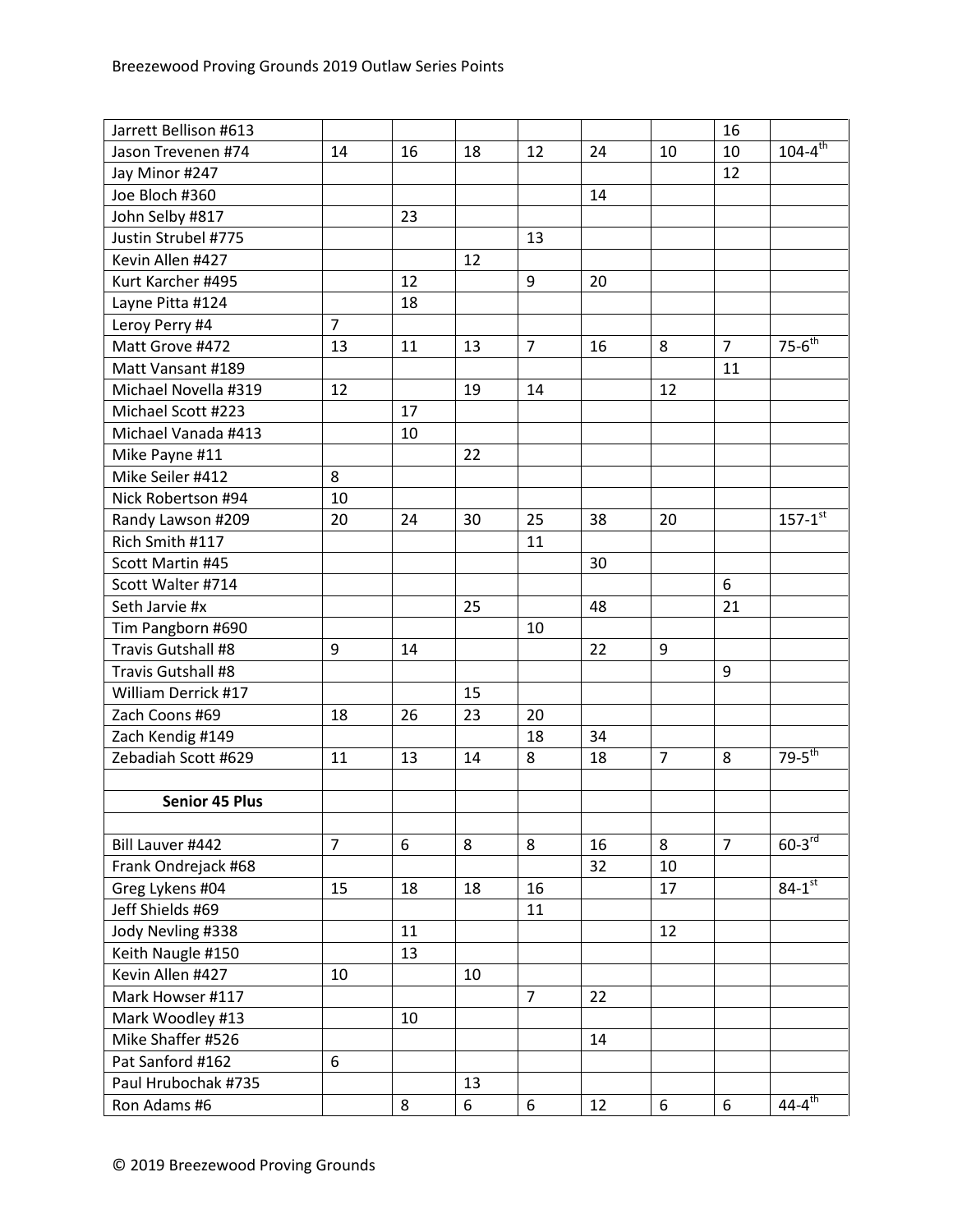| | | | | | | | | |
|---|---|---|---|---|---|---|---|---|
| Jarrett Bellison #613 | | | | | | | 16 | |
| Jason Trevenen #74 | 14 | 16 | 18 | 12 | 24 | 10 | 10 | 104-4th |
| Jay Minor #247 | | | | | | | 12 | |
| Joe Bloch #360 | | | | | 14 | | | |
| John Selby #817 | | 23 | | | | | | |
| Justin Strubel #775 | | | | 13 | | | | |
| Kevin Allen #427 | | | 12 | | | | | |
| Kurt Karcher #495 | | 12 | | 9 | 20 | | | |
| Layne Pitta #124 | | 18 | | | | | | |
| Leroy Perry #4 | 7 | | | | | | | |
| Matt Grove #472 | 13 | 11 | 13 | 7 | 16 | 8 | 7 | 75-6th |
| Matt Vansant #189 | | | | | | | 11 | |
| Michael Novella #319 | 12 | | 19 | 14 | | 12 | | |
| Michael Scott #223 | | 17 | | | | | | |
| Michael Vanada #413 | | 10 | | | | | | |
| Mike Payne #11 | | | 22 | | | | | |
| Mike Seiler #412 | 8 | | | | | | | |
| Nick Robertson #94 | 10 | | | | | | | |
| Randy Lawson #209 | 20 | 24 | 30 | 25 | 38 | 20 | | 157-1st |
| Rich Smith #117 | | | | 11 | | | | |
| Scott Martin #45 | | | | | 30 | | | |
| Scott Walter #714 | | | | | | | 6 | |
| Seth Jarvie #x | | | 25 | | 48 | | 21 | |
| Tim Pangborn #690 | | | | 10 | | | | |
| Travis Gutshall #8 | 9 | 14 | | | 22 | 9 | | |
| Travis Gutshall #8 | | | | | | | 9 | |
| William Derrick #17 | | | 15 | | | | | |
| Zach Coons #69 | 18 | 26 | 23 | 20 | | | | |
| Zach Kendig #149 | | | | 18 | 34 | | | |
| Zebadiah Scott #629 | 11 | 13 | 14 | 8 | 18 | 7 | 8 | 79-5th |
| | | | | | | | | |
| **Senior 45 Plus** | | | | | | | | |
| | | | | | | | | |
| Bill Lauver #442 | 7 | 6 | 8 | 8 | 16 | 8 | 7 | 60-3rd |
| Frank Ondrejack #68 | | | | | 32 | 10 | | |
| Greg Lykens #04 | 15 | 18 | 18 | 16 | | 17 | | 84-1st |
| Jeff Shields #69 | | | | 11 | | | | |
| Jody Nevling #338 | | 11 | | | | 12 | | |
| Keith Naugle #150 | | 13 | | | | | | |
| Kevin Allen #427 | 10 | | 10 | | | | | |
| Mark Howser #117 | | | | 7 | 22 | | | |
| Mark Woodley #13 | | 10 | | | | | | |
| Mike Shaffer #526 | | | | | 14 | | | |
| Pat Sanford #162 | 6 | | | | | | | |
| Paul Hrubochak #735 | | | 13 | | | | | |
| Ron Adams #6 | | 8 | 6 | 6 | 12 | 6 | 6 | 44-4th |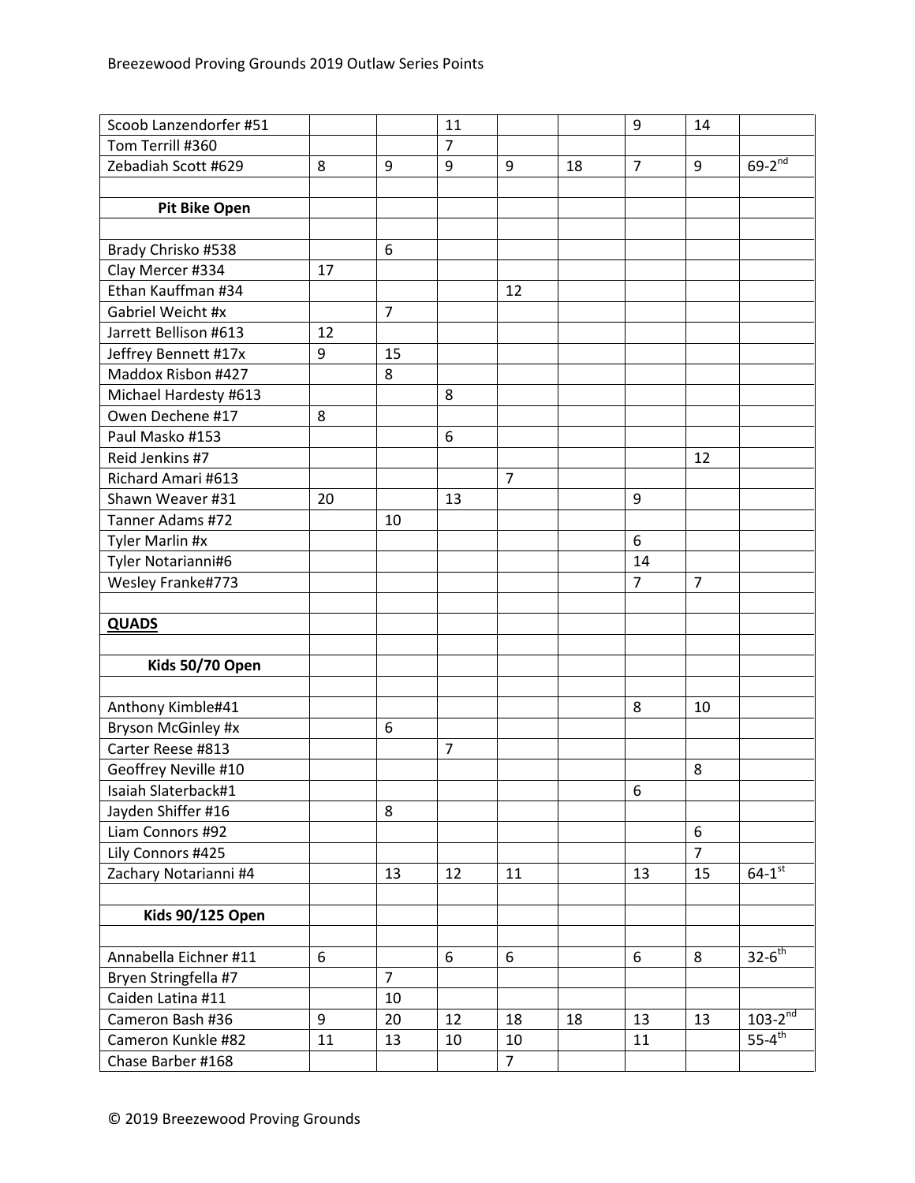| | | | | | | | | |
|---|---|---|---|---|---|---|---|---|
| Scoob Lanzendorfer #51 | | | 11 | | | 9 | 14 | |
| Tom Terrill #360 | | | 7 | | | | | |
| Zebadiah Scott #629 | 8 | 9 | 9 | 9 | 18 | 7 | 9 | 69-2nd |
| | | | | | | | | |
| **Pit Bike Open** | | | | | | | | |
| | | | | | | | | |
| Brady Chrisko #538 | | 6 | | | | | | |
| Clay Mercer #334 | 17 | | | | | | | |
| Ethan Kauffman #34 | | | | 12 | | | | |
| Gabriel Weicht #x | | 7 | | | | | | |
| Jarrett Bellison #613 | 12 | | | | | | | |
| Jeffrey Bennett #17x | 9 | 15 | | | | | | |
| Maddox Risbon #427 | | 8 | | | | | | |
| Michael Hardesty #613 | | | 8 | | | | | |
| Owen Dechene #17 | 8 | | | | | | | |
| Paul Masko #153 | | | 6 | | | | | |
| Reid Jenkins #7 | | | | | | | 12 | |
| Richard Amari #613 | | | | 7 | | | | |
| Shawn Weaver #31 | 20 | | 13 | | | 9 | | |
| Tanner Adams #72 | | 10 | | | | | | |
| Tyler Marlin #x | | | | | | 6 | | |
| Tyler Notarianni#6 | | | | | | 14 | | |
| Wesley Franke#773 | | | | | | 7 | 7 | |
| | | | | | | | | |
| **QUADS** | | | | | | | | |
| | | | | | | | | |
| **Kids 50/70 Open** | | | | | | | | |
| | | | | | | | | |
| Anthony Kimble#41 | | | | | | 8 | 10 | |
| Bryson McGinley #x | | 6 | | | | | | |
| Carter Reese #813 | | | 7 | | | | | |
| Geoffrey Neville #10 | | | | | | | 8 | |
| Isaiah Slaterback#1 | | | | | | 6 | | |
| Jayden Shiffer #16 | | 8 | | | | | | |
| Liam Connors #92 | | | | | | | 6 | |
| Lily Connors #425 | | | | | | | 7 | |
| Zachary Notarianni #4 | | 13 | 12 | 11 | | 13 | 15 | 64-1st |
| | | | | | | | | |
| **Kids 90/125 Open** | | | | | | | | |
| | | | | | | | | |
| Annabella Eichner #11 | 6 | | 6 | 6 | | 6 | 8 | 32-6th |
| Bryen Stringfella #7 | | 7 | | | | | | |
| Caiden Latina #11 | | 10 | | | | | | |
| Cameron Bash #36 | 9 | 20 | 12 | 18 | 18 | 13 | 13 | 103-2nd |
| Cameron Kunkle #82 | 11 | 13 | 10 | 10 | | 11 | | 55-4th |
| Chase Barber #168 | | | | 7 | | | | |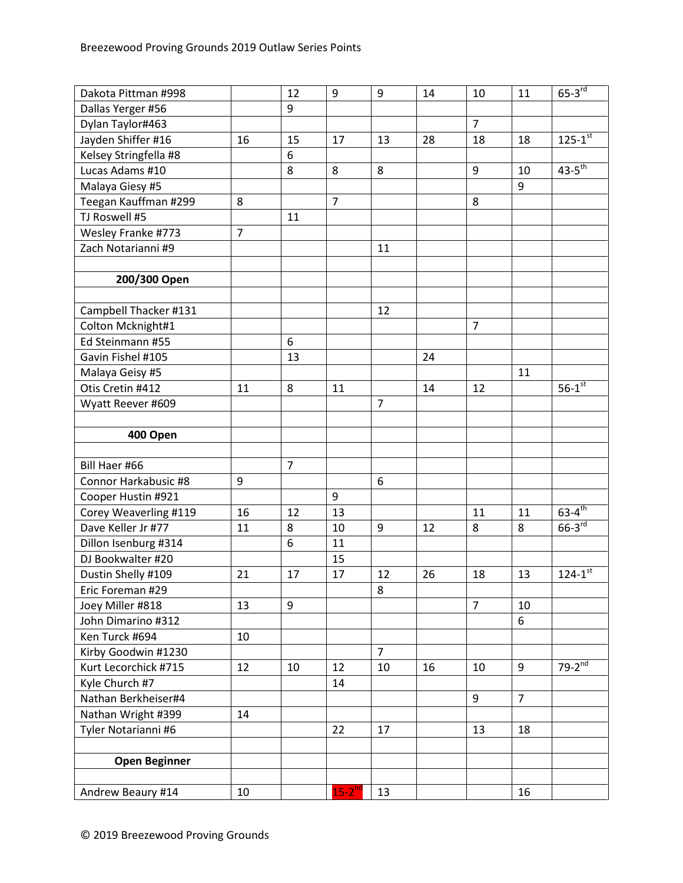| | | | | | | | | |
|---|---|---|---|---|---|---|---|---|
| Dakota Pittman #998 | | 12 | 9 | 9 | 14 | 10 | 11 | 65-3rd |
| Dallas Yerger #56 | | 9 | | | | | | |
| Dylan Taylor#463 | | | | | | 7 | | |
| Jayden Shiffer #16 | 16 | 15 | 17 | 13 | 28 | 18 | 18 | 125-1st |
| Kelsey Stringfella #8 | | 6 | | | | | | |
| Lucas Adams #10 | | 8 | 8 | 8 | | 9 | 10 | 43-5th |
| Malaya Giesy #5 | | | | | | | 9 | |
| Teegan Kauffman #299 | 8 | | 7 | | | 8 | | |
| TJ Roswell #5 | | 11 | | | | | | |
| Wesley Franke #773 | 7 | | | | | | | |
| Zach Notarianni #9 | | | | 11 | | | | |
| | | | | | | | | |
| **200/300 Open** | | | | | | | | |
| | | | | | | | | |
| Campbell Thacker #131 | | | | 12 | | | | |
| Colton Mcknight#1 | | | | | | 7 | | |
| Ed Steinmann #55 | | 6 | | | | | | |
| Gavin Fishel #105 | | 13 | | | 24 | | | |
| Malaya Geisy #5 | | | | | | | 11 | |
| Otis Cretin #412 | 11 | 8 | 11 | | 14 | 12 | | 56-1st |
| Wyatt Reever #609 | | | | 7 | | | | |
| | | | | | | | | |
| **400 Open** | | | | | | | | |
| | | | | | | | | |
| Bill Haer #66 | | 7 | | | | | | |
| Connor Harkabusic #8 | 9 | | | 6 | | | | |
| Cooper Hustin #921 | | | 9 | | | | | |
| Corey Weaverling #119 | 16 | 12 | 13 | | | 11 | 11 | 63-4th |
| Dave Keller Jr #77 | 11 | 8 | 10 | 9 | 12 | 8 | 8 | 66-3rd |
| Dillon Isenburg #314 | | 6 | 11 | | | | | |
| DJ Bookwalter #20 | | | 15 | | | | | |
| Dustin Shelly #109 | 21 | 17 | 17 | 12 | 26 | 18 | 13 | 124-1st |
| Eric Foreman #29 | | | | 8 | | | | |
| Joey Miller #818 | 13 | 9 | | | | 7 | 10 | |
| John Dimarino #312 | | | | | | | 6 | |
| Ken Turck #694 | 10 | | | | | | | |
| Kirby Goodwin #1230 | | | | 7 | | | | |
| Kurt Lecorchick #715 | 12 | 10 | 12 | 10 | 16 | 10 | 9 | 79-2nd |
| Kyle Church #7 | | | 14 | | | | | |
| Nathan Berkheiser#4 | | | | | | 9 | 7 | |
| Nathan Wright #399 | 14 | | | | | | | |
| Tyler Notarianni #6 | | | 22 | 17 | | 13 | 18 | |
| | | | | | | | | |
| **Open Beginner** | | | | | | | | |
| | | | | | | | | |
| Andrew Beaury #14 | 10 | | 15-2nd | 13 | | | 16 | |

© 2019 Breezewood Proving Grounds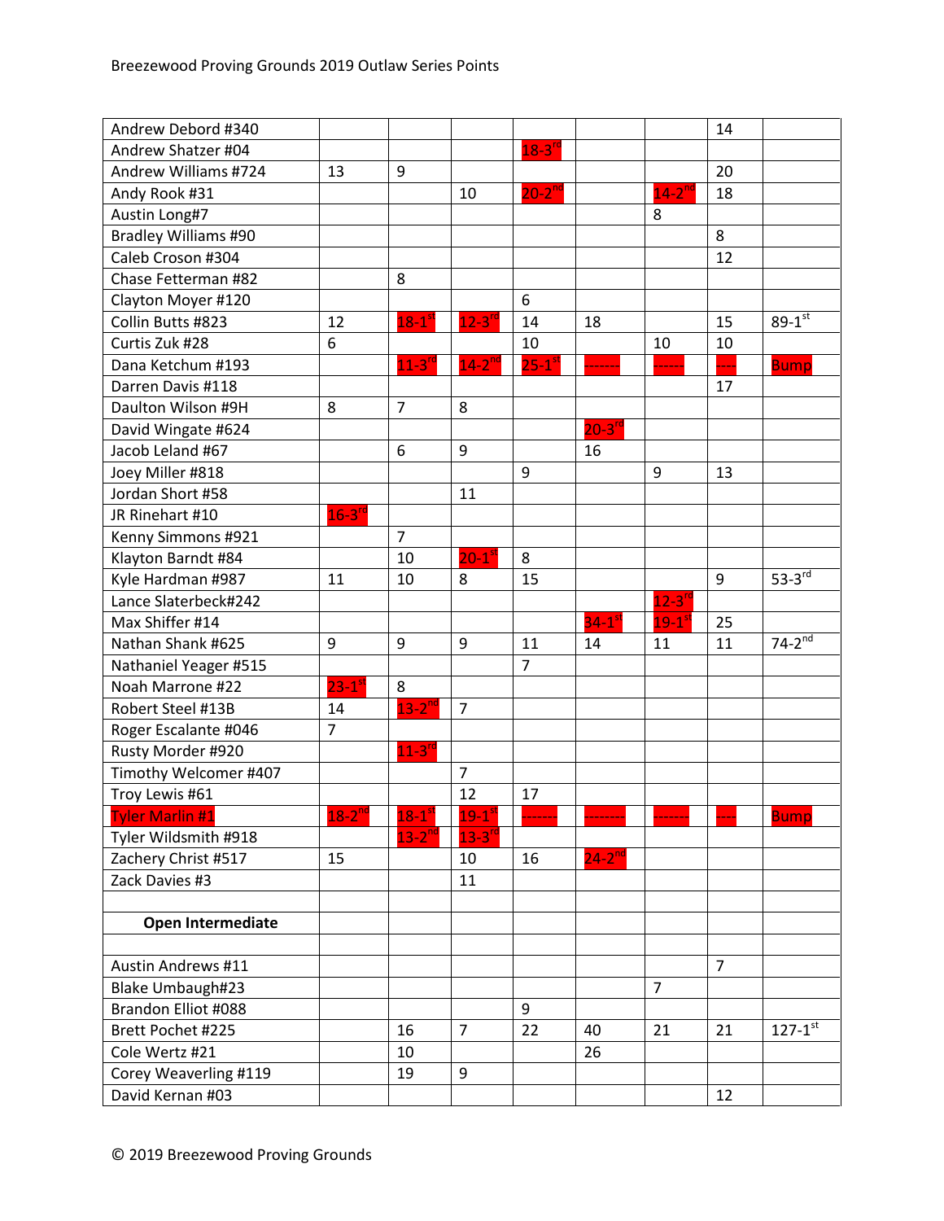| | | | | | | | | |
|---|---|---|---|---|---|---|---|---|
| Andrew Debord #340 | | | | | | | 14 | |
| Andrew Shatzer #04 | | | | 18-3rd | | | | |
| Andrew Williams #724 | 13 | 9 | | | | | 20 | |
| Andy Rook #31 | | | 10 | 20-2nd | | 14-2nd | 18 | |
| Austin Long#7 | | | | | | 8 | | |
| Bradley Williams #90 | | | | | | | 8 | |
| Caleb Croson #304 | | | | | | | 12 | |
| Chase Fetterman #82 | | 8 | | | | | | |
| Clayton Moyer #120 | | | | 6 | | | | |
| Collin Butts #823 | 12 | 18-1st | 12-3rd | 14 | 18 | | 15 | 89-1st |
| Curtis Zuk #28 | 6 | | | 10 | | 10 | 10 | |
| Dana Ketchum #193 | | 11-3rd | 14-2nd | 25-1st | ------- | ------ | ---- | Bump |
| Darren Davis #118 | | | | | | | 17 | |
| Daulton Wilson #9H | 8 | 7 | 8 | | | | | |
| David Wingate #624 | | | | | 20-3rd | | | |
| Jacob Leland #67 | | 6 | 9 | | 16 | | | |
| Joey Miller #818 | | | | 9 | | 9 | 13 | |
| Jordan Short #58 | | | 11 | | | | | |
| JR Rinehart #10 | 16-3rd | | | | | | | |
| Kenny Simmons #921 | | 7 | | | | | | |
| Klayton Barndt #84 | | 10 | 20-1st | 8 | | | | |
| Kyle Hardman #987 | 11 | 10 | 8 | 15 | | | 9 | 53-3rd |
| Lance Slaterbeck#242 | | | | | | 12-3rd | | |
| Max Shiffer #14 | | | | | 34-1st | 19-1st | 25 | |
| Nathan Shank #625 | 9 | 9 | 9 | 11 | 14 | 11 | 11 | 74-2nd |
| Nathaniel Yeager #515 | | | | 7 | | | | |
| Noah Marrone #22 | 23-1st | 8 | | | | | | |
| Robert Steel #13B | 14 | 13-2nd | 7 | | | | | |
| Roger Escalante #046 | 7 | | | | | | | |
| Rusty Morder #920 | | 11-3rd | | | | | | |
| Timothy Welcomer #407 | | | 7 | | | | | |
| Troy Lewis #61 | | | 12 | 17 | | | | |
| Tyler Marlin #1 | 18-2nd | 18-1st | 19-1st | ------- | -------- | ------- | ---- | Bump |
| Tyler Wildsmith #918 | | 13-2nd | 13-3rd | | | | | |
| Zachery Christ #517 | 15 | | 10 | 16 | 24-2nd | | | |
| Zack Davies #3 | | | 11 | | | | | |
| | | | | | | | | |
| **Open Intermediate** | | | | | | | | |
| | | | | | | | | |
| Austin Andrews #11 | | | | | | | 7 | |
| Blake Umbaugh#23 | | | | | | 7 | | |
| Brandon Elliot #088 | | | | 9 | | | | |
| Brett Pochet #225 | | 16 | 7 | 22 | 40 | 21 | 21 | 127-1st |
| Cole Wertz #21 | | 10 | | | 26 | | | |
| Corey Weaverling #119 | | 19 | 9 | | | | | |
| David Kernan #03 | | | | | | | 12 | |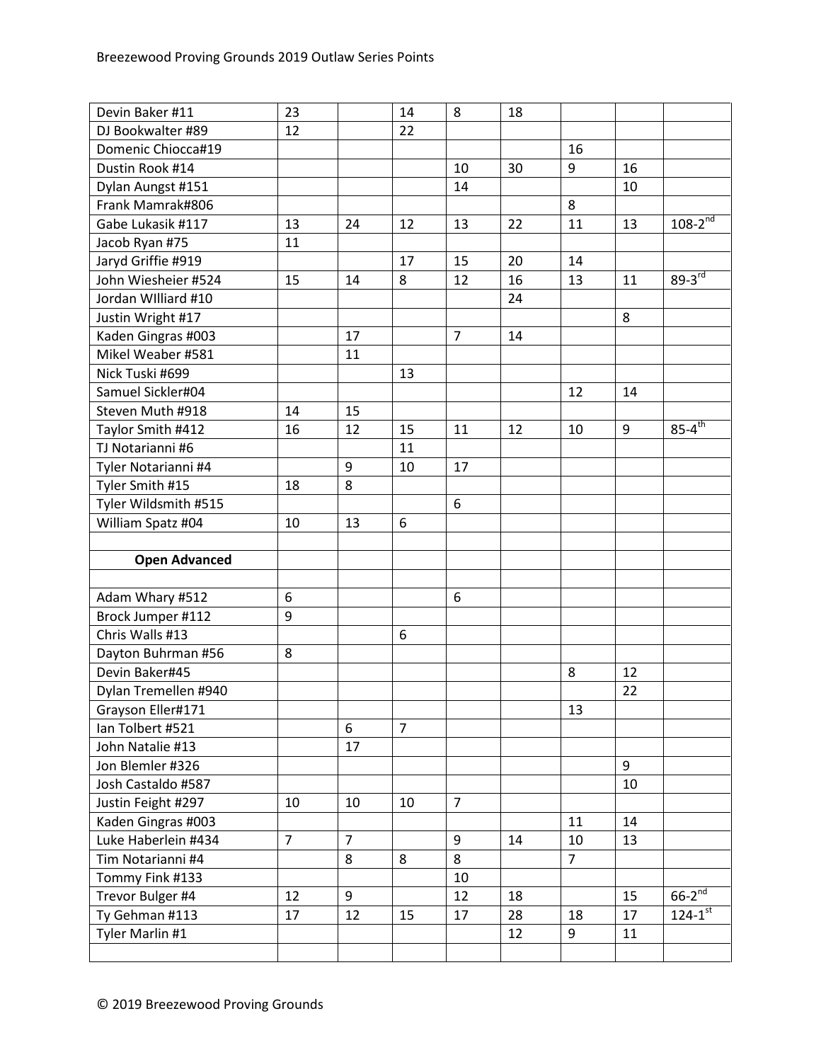| | | | | | | | | |
|---|---|---|---|---|---|---|---|---|
| Devin Baker #11 | 23 | | 14 | 8 | 18 | | | |
| DJ Bookwalter #89 | 12 | | 22 | | | | | |
| Domenic Chiocca#19 | | | | | | 16 | | |
| Dustin Rook #14 | | | | 10 | 30 | 9 | 16 | |
| Dylan Aungst #151 | | | | 14 | | | 10 | |
| Frank Mamrak#806 | | | | | | 8 | | |
| Gabe Lukasik #117 | 13 | 24 | 12 | 13 | 22 | 11 | 13 | 108-2nd |
| Jacob Ryan #75 | 11 | | | | | | | |
| Jaryd Griffie #919 | | | 17 | 15 | 20 | 14 | | |
| John Wiesheier #524 | 15 | 14 | 8 | 12 | 16 | 13 | 11 | 89-3rd |
| Jordan WIlliard #10 | | | | | 24 | | | |
| Justin Wright #17 | | | | | | | 8 | |
| Kaden Gingras #003 | | 17 | | 7 | 14 | | | |
| Mikel Weaber #581 | | 11 | | | | | | |
| Nick Tuski #699 | | | 13 | | | | | |
| Samuel Sickler#04 | | | | | | 12 | 14 | |
| Steven Muth #918 | 14 | 15 | | | | | | |
| Taylor Smith #412 | 16 | 12 | 15 | 11 | 12 | 10 | 9 | 85-4th |
| TJ Notarianni #6 | | | 11 | | | | | |
| Tyler Notarianni #4 | | 9 | 10 | 17 | | | | |
| Tyler Smith #15 | 18 | 8 | | | | | | |
| Tyler Wildsmith #515 | | | | 6 | | | | |
| William Spatz #04 | 10 | 13 | 6 | | | | | |
| | | | | | | | | |
| **Open Advanced** | | | | | | | | |
| | | | | | | | | |
| Adam Whary #512 | 6 | | | 6 | | | | |
| Brock Jumper #112 | 9 | | | | | | | |
| Chris Walls #13 | | | 6 | | | | | |
| Dayton Buhrman #56 | 8 | | | | | | | |
| Devin Baker#45 | | | | | | 8 | 12 | |
| Dylan Tremellen #940 | | | | | | | 22 | |
| Grayson Eller#171 | | | | | | 13 | | |
| Ian Tolbert #521 | | 6 | 7 | | | | | |
| John Natalie #13 | | 17 | | | | | | |
| Jon Blemler #326 | | | | | | | 9 | |
| Josh Castaldo #587 | | | | | | | 10 | |
| Justin Feight #297 | 10 | 10 | 10 | 7 | | | | |
| Kaden Gingras #003 | | | | | | 11 | 14 | |
| Luke Haberlein #434 | 7 | 7 | | 9 | 14 | 10 | 13 | |
| Tim Notarianni #4 | | 8 | 8 | 8 | | 7 | | |
| Tommy Fink #133 | | | | 10 | | | | |
| Trevor Bulger #4 | 12 | 9 | | 12 | 18 | | 15 | 66-2nd |
| Ty Gehman #113 | 17 | 12 | 15 | 17 | 28 | 18 | 17 | 124-1st |
| Tyler Marlin #1 | | | | | 12 | 9 | 11 | |
| | | | | | | | | |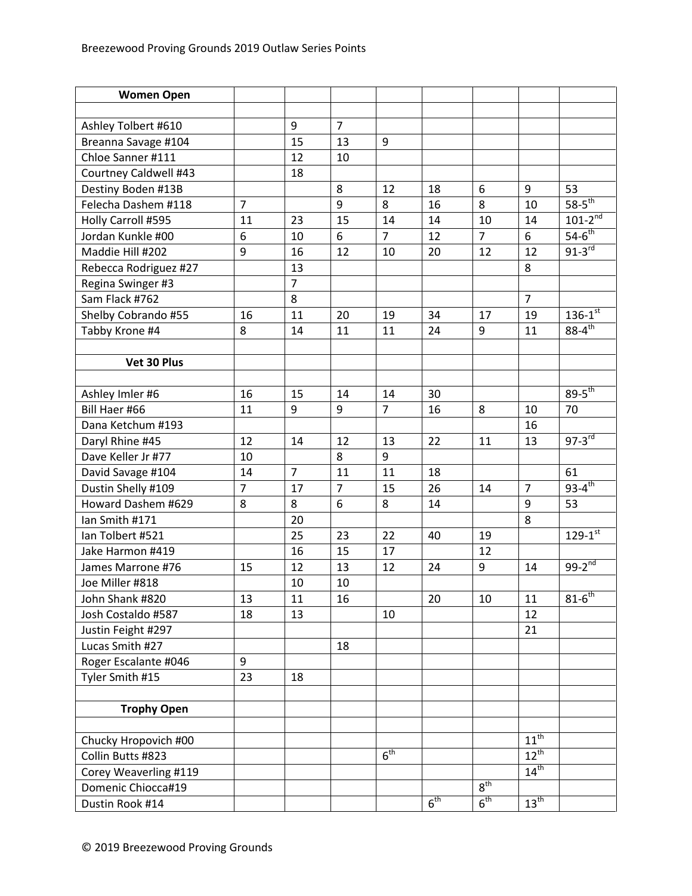| Women Open | | | | | | | | |
|---|---|---|---|---|---|---|---|---|
| | | | | | | | | |
| Ashley Tolbert #610 | | 9 | 7 | | | | | |
| Breanna Savage #104 | | 15 | 13 | 9 | | | | |
| Chloe Sanner #111 | | 12 | 10 | | | | | |
| Courtney Caldwell #43 | | 18 | | | | | | |
| Destiny Boden #13B | | | 8 | 12 | 18 | 6 | 9 | 53 |
| Felecha Dashem #118 | 7 | | 9 | 8 | 16 | 8 | 10 | 58-5th |
| Holly Carroll #595 | 11 | 23 | 15 | 14 | 14 | 10 | 14 | 101-2nd |
| Jordan Kunkle #00 | 6 | 10 | 6 | 7 | 12 | 7 | 6 | 54-6th |
| Maddie Hill #202 | 9 | 16 | 12 | 10 | 20 | 12 | 12 | 91-3rd |
| Rebecca Rodriguez #27 | | 13 | | | | | 8 | |
| Regina Swinger #3 | | 7 | | | | | | |
| Sam Flack #762 | | 8 | | | | | 7 | |
| Shelby Cobrando #55 | 16 | 11 | 20 | 19 | 34 | 17 | 19 | 136-1st |
| Tabby Krone #4 | 8 | 14 | 11 | 11 | 24 | 9 | 11 | 88-4th |
| | | | | | | | | |
| **Vet 30 Plus** | | | | | | | | |
| | | | | | | | | |
| Ashley Imler #6 | 16 | 15 | 14 | 14 | 30 | | | 89-5th |
| Bill Haer #66 | 11 | 9 | 9 | 7 | 16 | 8 | 10 | 70 |
| Dana Ketchum #193 | | | | | | | 16 | |
| Daryl Rhine #45 | 12 | 14 | 12 | 13 | 22 | 11 | 13 | 97-3rd |
| Dave Keller Jr #77 | 10 | | 8 | 9 | | | | |
| David Savage #104 | 14 | 7 | 11 | 11 | 18 | | | 61 |
| Dustin Shelly #109 | 7 | 17 | 7 | 15 | 26 | 14 | 7 | 93-4th |
| Howard Dashem #629 | 8 | 8 | 6 | 8 | 14 | | 9 | 53 |
| Ian Smith #171 | | 20 | | | | | 8 | |
| Ian Tolbert #521 | | 25 | 23 | 22 | 40 | 19 | | 129-1st |
| Jake Harmon #419 | | 16 | 15 | 17 | | 12 | | |
| James Marrone #76 | 15 | 12 | 13 | 12 | 24 | 9 | 14 | 99-2nd |
| Joe Miller #818 | | 10 | 10 | | | | | |
| John Shank #820 | 13 | 11 | 16 | | 20 | 10 | 11 | 81-6th |
| Josh Costaldo #587 | 18 | 13 | | 10 | | | 12 | |
| Justin Feight #297 | | | | | | | 21 | |
| Lucas Smith #27 | | | 18 | | | | | |
| Roger Escalante #046 | 9 | | | | | | | |
| Tyler Smith #15 | 23 | 18 | | | | | | |
| | | | | | | | | |
| **Trophy Open** | | | | | | | | |
| | | | | | | | | |
| Chucky Hropovich #00 | | | | | | | 11th | |
| Collin Butts #823 | | | | 6th | | | 12th | |
| Corey Weaverling #119 | | | | | | | 14th | |
| Domenic Chiocca#19 | | | | | | 8th | | |
| Dustin Rook #14 | | | | | 6th | 6th | 13th | |

© 2019 Breezewood Proving Grounds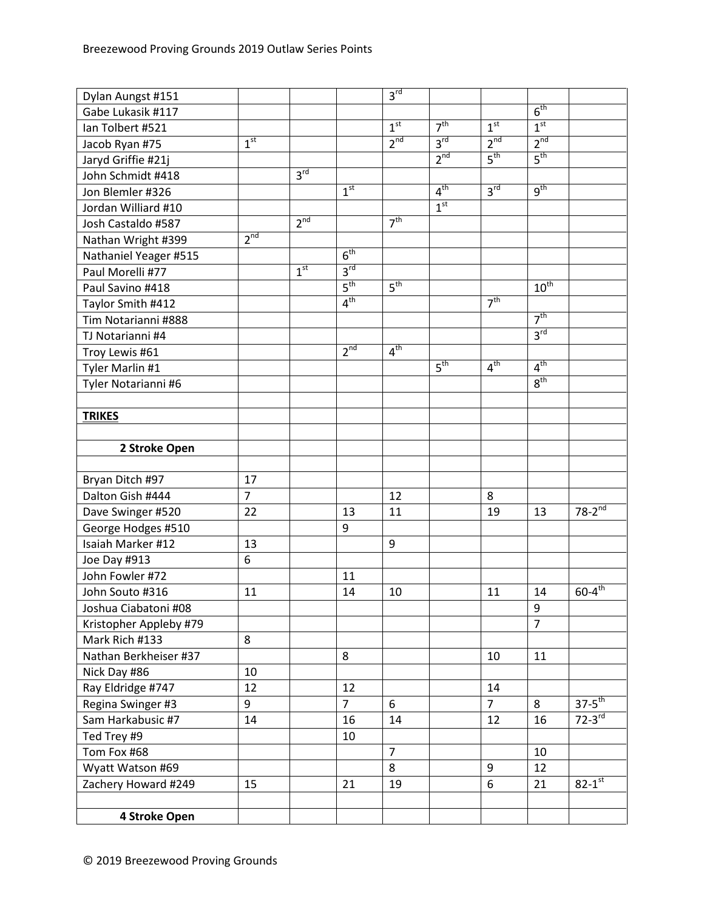| | | | | | | | | |
|---|---|---|---|---|---|---|---|---|
| Dylan Aungst #151 | | | | 3rd | | | | |
| Gabe Lukasik #117 | | | | | | | 6th | |
| Ian Tolbert #521 | | | | 1st | 7th | 1st | 1st | |
| Jacob Ryan #75 | 1st | | | 2nd | 3rd | 2nd | 2nd | |
| Jaryd Griffie #21j | | | | | 2nd | 5th | 5th | |
| John Schmidt #418 | | 3rd | | | | | | |
| Jon Blemler #326 | | | 1st | | 4th | 3rd | 9th | |
| Jordan Williard #10 | | | | | 1st | | | |
| Josh Castaldo #587 | | 2nd | | 7th | | | | |
| Nathan Wright #399 | 2nd | | | | | | | |
| Nathaniel Yeager #515 | | | 6th | | | | | |
| Paul Morelli #77 | | 1st | 3rd | | | | | |
| Paul Savino #418 | | | 5th | 5th | | | 10th | |
| Taylor Smith #412 | | | 4th | | | 7th | | |
| Tim Notarianni #888 | | | | | | | 7th | |
| TJ Notarianni #4 | | | | | | | 3rd | |
| Troy Lewis #61 | | | 2nd | 4th | | | | |
| Tyler Marlin #1 | | | | | 5th | 4th | 4th | |
| Tyler Notarianni #6 | | | | | | | 8th | |
| | | | | | | | | |
| **TRIKES** | | | | | | | | |
| | | | | | | | | |
| **2 Stroke Open** | | | | | | | | |
| | | | | | | | | |
| Bryan Ditch #97 | 17 | | | | | | | |
| Dalton Gish #444 | 7 | | | 12 | | 8 | | |
| Dave Swinger #520 | 22 | | 13 | 11 | | 19 | 13 | 78-2nd |
| George Hodges #510 | | | 9 | | | | | |
| Isaiah Marker #12 | 13 | | | 9 | | | | |
| Joe Day #913 | 6 | | | | | | | |
| John Fowler #72 | | | 11 | | | | | |
| John Souto #316 | 11 | | 14 | 10 | | 11 | 14 | 60-4th |
| Joshua Ciabatoni #08 | | | | | | | 9 | |
| Kristopher Appleby #79 | | | | | | | 7 | |
| Mark Rich #133 | 8 | | | | | | | |
| Nathan Berkheiser #37 | | | 8 | | | 10 | 11 | |
| Nick Day #86 | 10 | | | | | | | |
| Ray Eldridge #747 | 12 | | 12 | | | 14 | | |
| Regina Swinger #3 | 9 | | 7 | 6 | | 7 | 8 | 37-5th |
| Sam Harkabusic #7 | 14 | | 16 | 14 | | 12 | 16 | 72-3rd |
| Ted Trey #9 | | | 10 | | | | | |
| Tom Fox #68 | | | | 7 | | | 10 | |
| Wyatt Watson #69 | | | | 8 | | 9 | 12 | |
| Zachery Howard #249 | 15 | | 21 | 19 | | 6 | 21 | 82-1st |
| | | | | | | | | |
| **4 Stroke Open** | | | | | | | | |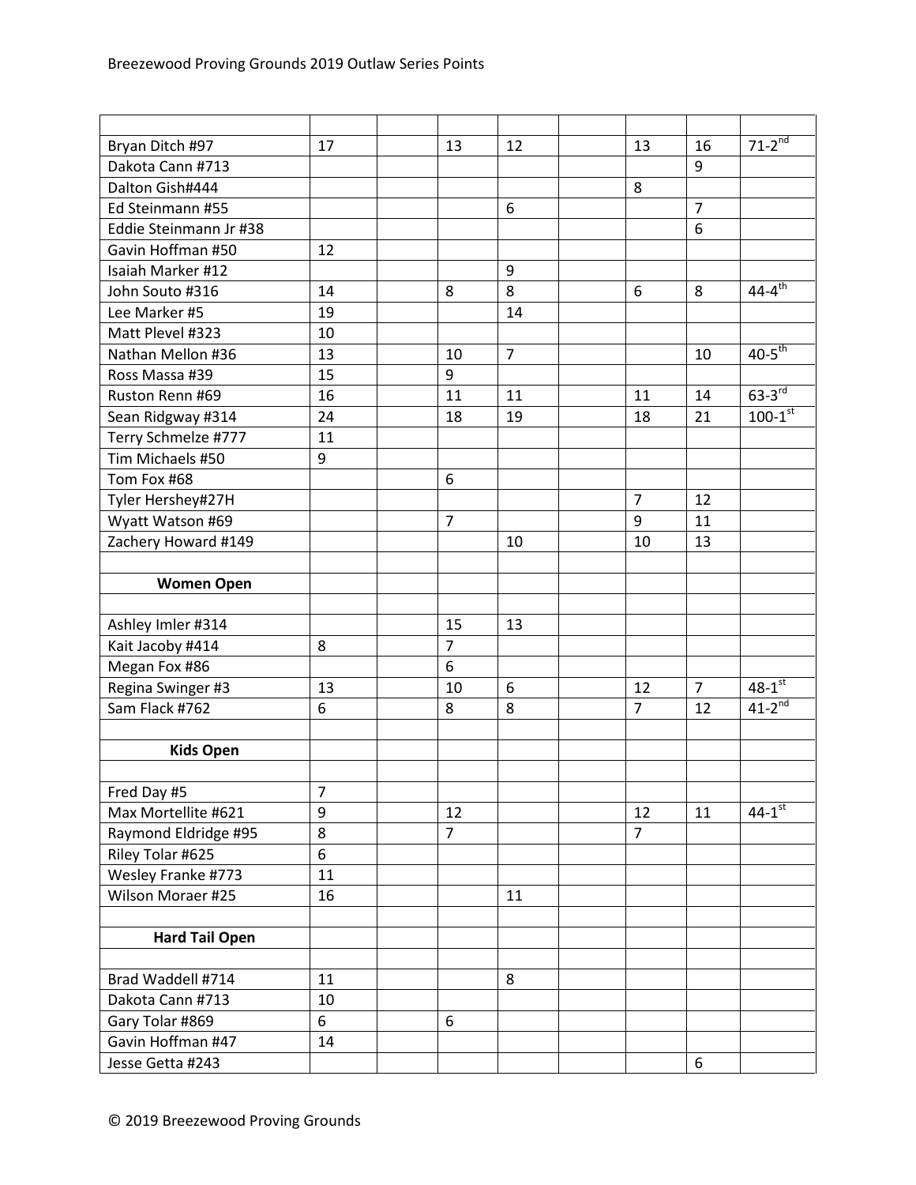| | | | | | | | | |
|---|---|---|---|---|---|---|---|---|
| Bryan Ditch #97 | 17 | | 13 | 12 | | 13 | 16 | 71-2nd |
| Dakota Cann #713 | | | | | | | 9 | |
| Dalton Gish#444 | | | | | | 8 | | |
| Ed Steinmann #55 | | | | 6 | | | 7 | |
| Eddie Steinmann Jr #38 | | | | | | | 6 | |
| Gavin Hoffman #50 | 12 | | | | | | | |
| Isaiah Marker #12 | | | | 9 | | | | |
| John Souto #316 | 14 | | 8 | 8 | | 6 | 8 | 44-4th |
| Lee Marker #5 | 19 | | | 14 | | | | |
| Matt Plevel #323 | 10 | | | | | | | |
| Nathan Mellon #36 | 13 | | 10 | 7 | | | 10 | 40-5th |
| Ross Massa #39 | 15 | | 9 | | | | | |
| Ruston Renn #69 | 16 | | 11 | 11 | | 11 | 14 | 63-3rd |
| Sean Ridgway #314 | 24 | | 18 | 19 | | 18 | 21 | 100-1st |
| Terry Schmelze #777 | 11 | | | | | | | |
| Tim Michaels #50 | 9 | | | | | | | |
| Tom Fox #68 | | | 6 | | | | | |
| Tyler Hershey#27H | | | | | | 7 | 12 | |
| Wyatt Watson #69 | | | 7 | | | 9 | 11 | |
| Zachery Howard #149 | | | | 10 | | 10 | 13 | |
| | | | | | | | | |
| **Women Open** | | | | | | | | |
| | | | | | | | | |
| Ashley Imler #314 | | | 15 | 13 | | | | |
| Kait Jacoby #414 | 8 | | 7 | | | | | |
| Megan Fox #86 | | | 6 | | | | | |
| Regina Swinger #3 | 13 | | 10 | 6 | | 12 | 7 | 48-1st |
| Sam Flack #762 | 6 | | 8 | 8 | | 7 | 12 | 41-2nd |
| | | | | | | | | |
| **Kids Open** | | | | | | | | |
| | | | | | | | | |
| Fred Day #5 | 7 | | | | | | | |
| Max Mortellite #621 | 9 | | 12 | | | 12 | 11 | 44-1st |
| Raymond Eldridge #95 | 8 | | 7 | | | 7 | | |
| Riley Tolar #625 | 6 | | | | | | | |
| Wesley Franke #773 | 11 | | | | | | | |
| Wilson Moraer #25 | 16 | | | 11 | | | | |
| | | | | | | | | |
| **Hard Tail Open** | | | | | | | | |
| | | | | | | | | |
| Brad Waddell #714 | 11 | | | 8 | | | | |
| Dakota Cann #713 | 10 | | | | | | | |
| Gary Tolar #869 | 6 | | 6 | | | | | |
| Gavin Hoffman #47 | 14 | | | | | | | |
| Jesse Getta #243 | | | | | | | 6 | |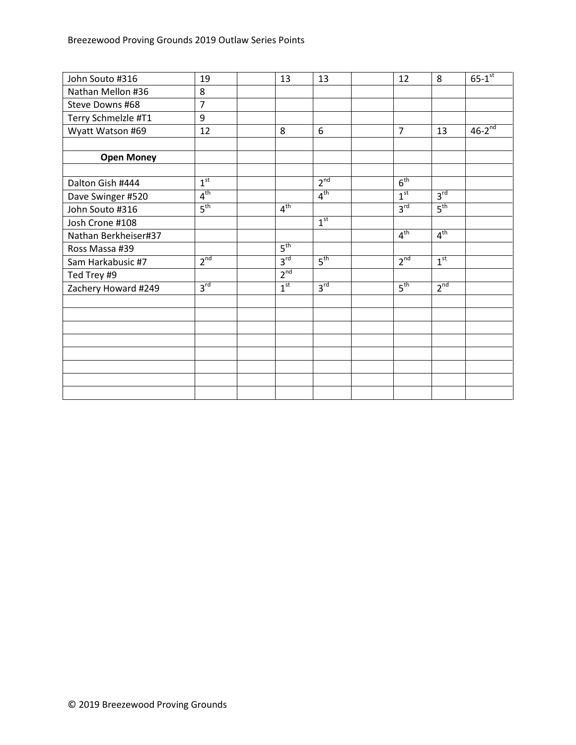| | | | | | | | | |
|---|---|---|---|---|---|---|---|---|
| John Souto #316 | 19 | | 13 | 13 | | 12 | 8 | 65-1st |
| Nathan Mellon #36 | 8 | | | | | | | |
| Steve Downs #68 | 7 | | | | | | | |
| Terry Schmelzle #T1 | 9 | | | | | | | |
| Wyatt Watson #69 | 12 | | 8 | 6 | | 7 | 13 | 46-2nd |
| | | | | | | | | |
| **Open Money** | | | | | | | | |
| | | | | | | | | |
| Dalton Gish #444 | 1st | | | 2nd | | 6th | | |
| Dave Swinger #520 | 4th | | | 4th | | 1st | 3rd | |
| John Souto #316 | 5th | | 4th | | | 3rd | 5th | |
| Josh Crone #108 | | | | 1st | | | | |
| Nathan Berkheiser#37 | | | | | | 4th | 4th | |
| Ross Massa #39 | | | 5th | | | | | |
| Sam Harkabusic #7 | 2nd | | 3rd | 5th | | 2nd | 1st | |
| Ted Trey #9 | | | 2nd | | | | | |
| Zachery Howard #249 | 3rd | | 1st | 3rd | | 5th | 2nd | |
| | | | | | | | | |
| | | | | | | | | |
| | | | | | | | | |
| | | | | | | | | |
| | | | | | | | | |
| | | | | | | | | |
| | | | | | | | | |
| | | | | | | | | |